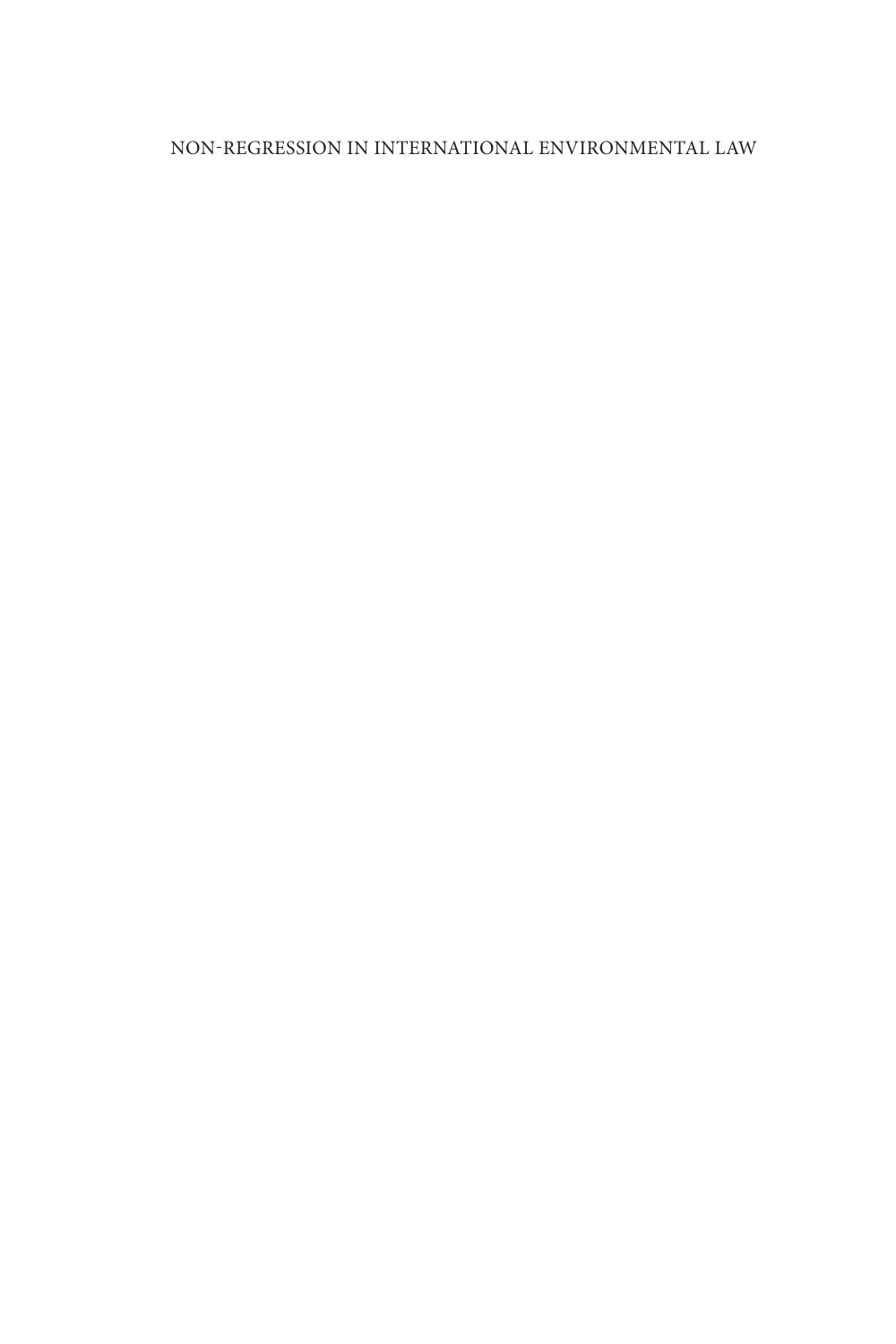NON-REGRESSION IN INTERNATIONAL ENVIRONMENTAL LAW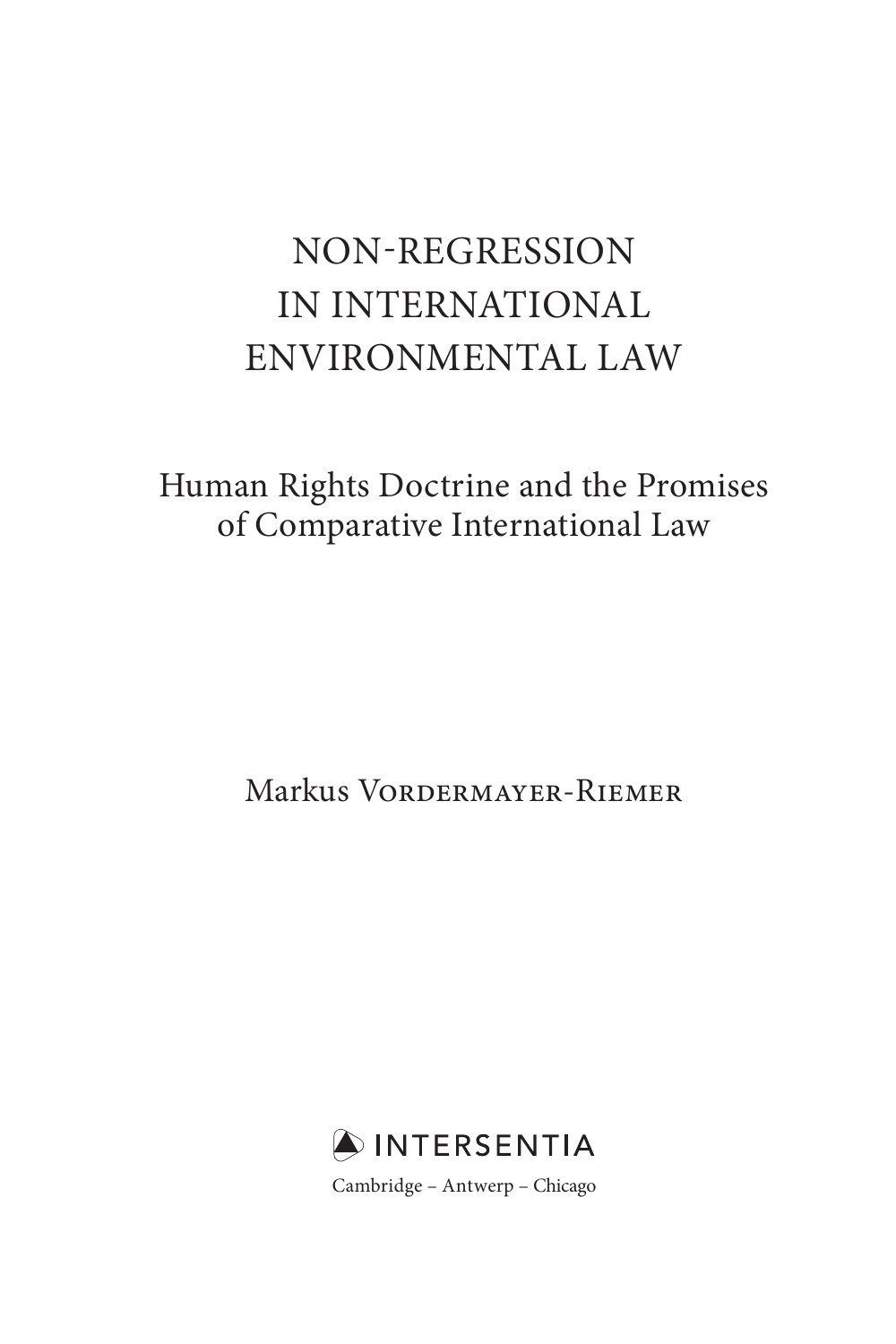# NON-REGRESSION IN INTERNATIONAL ENVIRONMENTAL LAW

## Human Rights Doctrine and the Promises of Comparative International Law

Markus Vordermayer-Riemer

INTERSENTIA

Cambridge – Antwerp – Chicago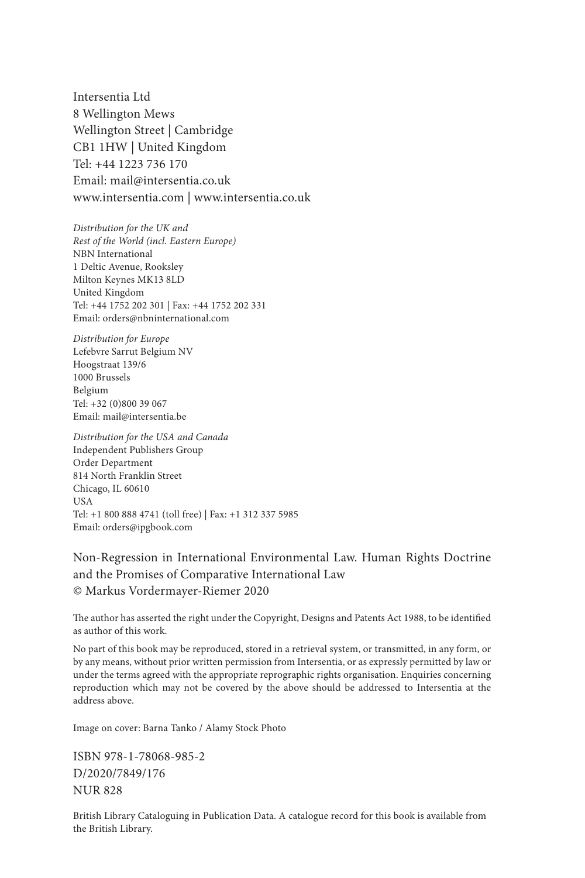Intersentia Ltd
8 Wellington Mews
Wellington Street | Cambridge
CB1 1HW | United Kingdom
Tel: +44 1223 736 170
Email: mail@intersentia.co.uk
www.intersentia.com | www.intersentia.co.uk

*Distribution for the UK and*
*Rest of the World (incl. Eastern Europe)*
NBN International
1 Deltic Avenue, Rooksley
Milton Keynes MK13 8LD
United Kingdom
Tel: +44 1752 202 301 | Fax: +44 1752 202 331
Email: orders@nbninternational.com

*Distribution for Europe*
Lefebvre Sarrut Belgium NV
Hoogstraat 139/6
1000 Brussels
Belgium
Tel: +32 (0)800 39 067
Email: mail@intersentia.be

*Distribution for the USA and Canada*
Independent Publishers Group
Order Department
814 North Franklin Street
Chicago, IL 60610
USA
Tel: +1 800 888 4741 (toll free) | Fax: +1 312 337 5985
Email: orders@ipgbook.com

Non-Regression in International Environmental Law. Human Rights Doctrine and the Promises of Comparative International Law
© Markus Vordermayer-Riemer 2020

The author has asserted the right under the Copyright, Designs and Patents Act 1988, to be identified as author of this work.

No part of this book may be reproduced, stored in a retrieval system, or transmitted, in any form, or by any means, without prior written permission from Intersentia, or as expressly permitted by law or under the terms agreed with the appropriate reprographic rights organisation. Enquiries concerning reproduction which may not be covered by the above should be addressed to Intersentia at the address above.

Image on cover: Barna Tanko / Alamy Stock Photo

ISBN 978-1-78068-985-2
D/2020/7849/176
NUR 828

British Library Cataloguing in Publication Data. A catalogue record for this book is available from the British Library.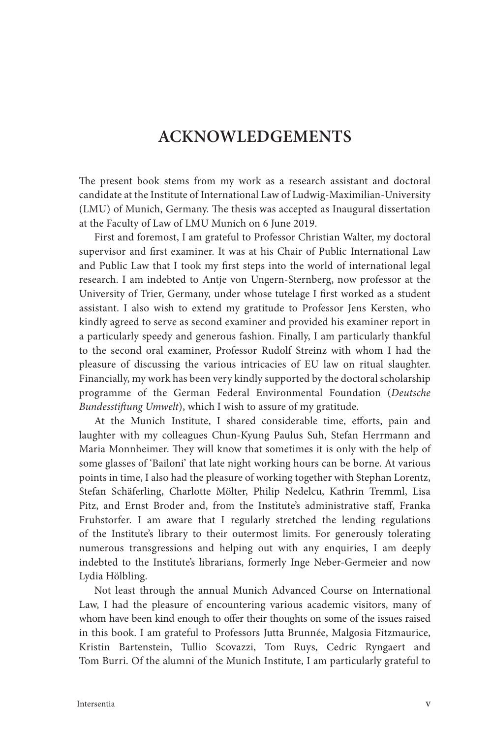# ACKNOWLEDGEMENTS

The present book stems from my work as a research assistant and doctoral candidate at the Institute of International Law of Ludwig-Maximilian-University (LMU) of Munich, Germany. The thesis was accepted as Inaugural dissertation at the Faculty of Law of LMU Munich on 6 June 2019.

First and foremost, I am grateful to Professor Christian Walter, my doctoral supervisor and first examiner. It was at his Chair of Public International Law and Public Law that I took my first steps into the world of international legal research. I am indebted to Antje von Ungern-Sternberg, now professor at the University of Trier, Germany, under whose tutelage I first worked as a student assistant. I also wish to extend my gratitude to Professor Jens Kersten, who kindly agreed to serve as second examiner and provided his examiner report in a particularly speedy and generous fashion. Finally, I am particularly thankful to the second oral examiner, Professor Rudolf Streinz with whom I had the pleasure of discussing the various intricacies of EU law on ritual slaughter. Financially, my work has been very kindly supported by the doctoral scholarship programme of the German Federal Environmental Foundation (*Deutsche Bundesstiftung Umwelt*), which I wish to assure of my gratitude.

At the Munich Institute, I shared considerable time, efforts, pain and laughter with my colleagues Chun-Kyung Paulus Suh, Stefan Herrmann and Maria Monnheimer. They will know that sometimes it is only with the help of some glasses of 'Bailoni' that late night working hours can be borne. At various points in time, I also had the pleasure of working together with Stephan Lorentz, Stefan Schäferling, Charlotte Mölter, Philip Nedelcu, Kathrin Tremml, Lisa Pitz, and Ernst Broder and, from the Institute's administrative staff, Franka Fruhstorfer. I am aware that I regularly stretched the lending regulations of the Institute's library to their outermost limits. For generously tolerating numerous transgressions and helping out with any enquiries, I am deeply indebted to the Institute's librarians, formerly Inge Neber-Germeier and now Lydia Hölbling.

Not least through the annual Munich Advanced Course on International Law, I had the pleasure of encountering various academic visitors, many of whom have been kind enough to offer their thoughts on some of the issues raised in this book. I am grateful to Professors Jutta Brunnée, Malgosia Fitzmaurice, Kristin Bartenstein, Tullio Scovazzi, Tom Ruys, Cedric Ryngaert and Tom Burri. Of the alumni of the Munich Institute, I am particularly grateful to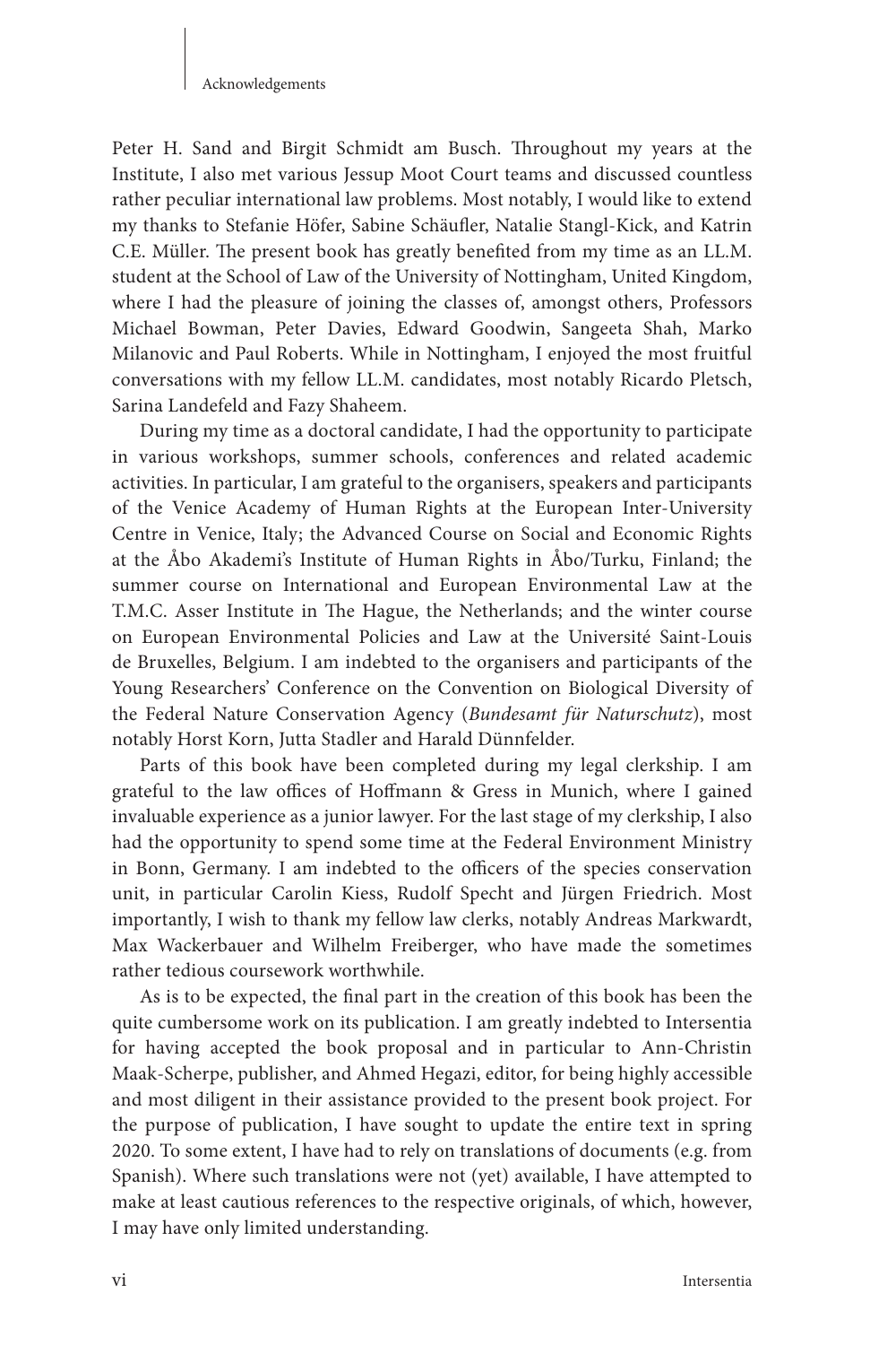Peter H. Sand and Birgit Schmidt am Busch. Throughout my years at the Institute, I also met various Jessup Moot Court teams and discussed countless rather peculiar international law problems. Most notably, I would like to extend my thanks to Stefanie Höfer, Sabine Schäufler, Natalie Stangl-Kick, and Katrin C.E. Müller. The present book has greatly benefited from my time as an LL.M. student at the School of Law of the University of Nottingham, United Kingdom, where I had the pleasure of joining the classes of, amongst others, Professors Michael Bowman, Peter Davies, Edward Goodwin, Sangeeta Shah, Marko Milanovic and Paul Roberts. While in Nottingham, I enjoyed the most fruitful conversations with my fellow LL.M. candidates, most notably Ricardo Pletsch, Sarina Landefeld and Fazy Shaheem.

During my time as a doctoral candidate, I had the opportunity to participate in various workshops, summer schools, conferences and related academic activities. In particular, I am grateful to the organisers, speakers and participants of the Venice Academy of Human Rights at the European Inter-University Centre in Venice, Italy; the Advanced Course on Social and Economic Rights at the Åbo Akademi's Institute of Human Rights in Åbo/Turku, Finland; the summer course on International and European Environmental Law at the T.M.C. Asser Institute in The Hague, the Netherlands; and the winter course on European Environmental Policies and Law at the Université Saint-Louis de Bruxelles, Belgium. I am indebted to the organisers and participants of the Young Researchers' Conference on the Convention on Biological Diversity of the Federal Nature Conservation Agency (*Bundesamt für Naturschutz*), most notably Horst Korn, Jutta Stadler and Harald Dünnfelder.

Parts of this book have been completed during my legal clerkship. I am grateful to the law offices of Hoffmann & Gress in Munich, where I gained invaluable experience as a junior lawyer. For the last stage of my clerkship, I also had the opportunity to spend some time at the Federal Environment Ministry in Bonn, Germany. I am indebted to the officers of the species conservation unit, in particular Carolin Kiess, Rudolf Specht and Jürgen Friedrich. Most importantly, I wish to thank my fellow law clerks, notably Andreas Markwardt, Max Wackerbauer and Wilhelm Freiberger, who have made the sometimes rather tedious coursework worthwhile.

As is to be expected, the final part in the creation of this book has been the quite cumbersome work on its publication. I am greatly indebted to Intersentia for having accepted the book proposal and in particular to Ann-Christin Maak-Scherpe, publisher, and Ahmed Hegazi, editor, for being highly accessible and most diligent in their assistance provided to the present book project. For the purpose of publication, I have sought to update the entire text in spring 2020. To some extent, I have had to rely on translations of documents (e.g. from Spanish). Where such translations were not (yet) available, I have attempted to make at least cautious references to the respective originals, of which, however, I may have only limited understanding.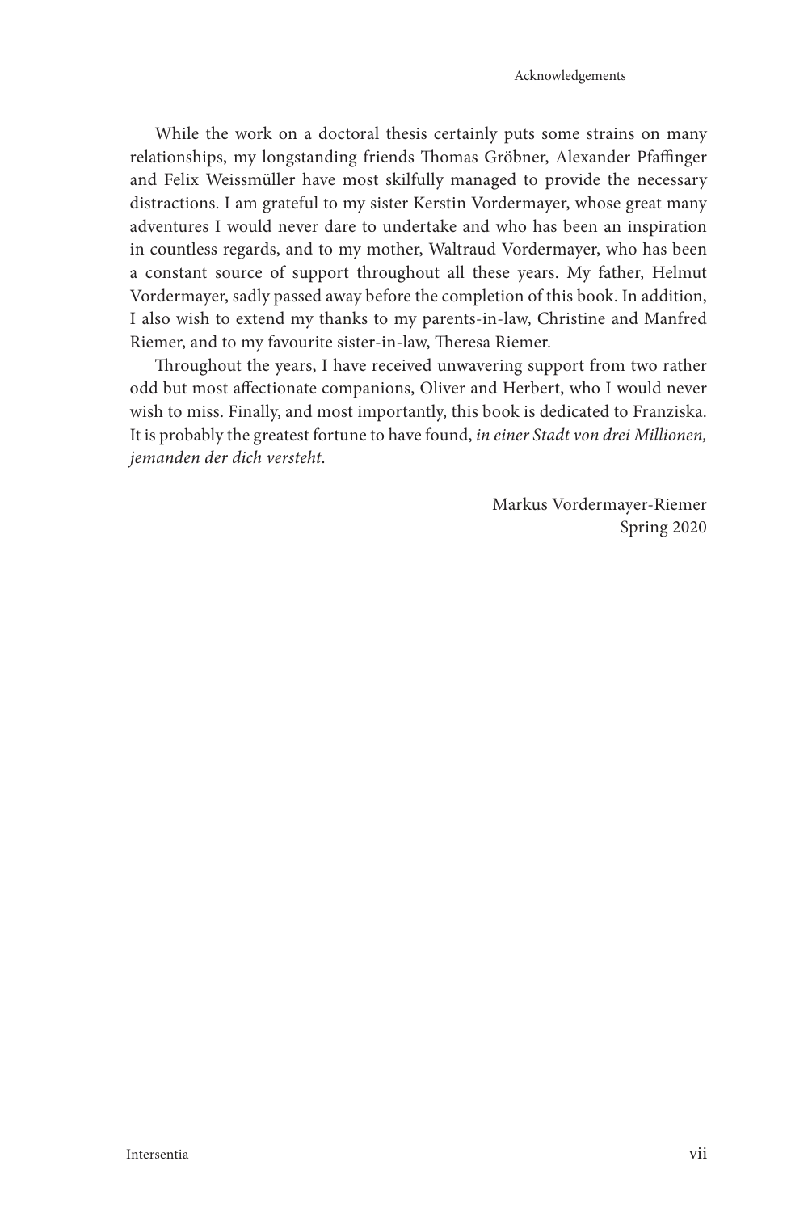While the work on a doctoral thesis certainly puts some strains on many relationships, my longstanding friends Thomas Gröbner, Alexander Pfaffinger and Felix Weissmüller have most skilfully managed to provide the necessary distractions. I am grateful to my sister Kerstin Vordermayer, whose great many adventures I would never dare to undertake and who has been an inspiration in countless regards, and to my mother, Waltraud Vordermayer, who has been a constant source of support throughout all these years. My father, Helmut Vordermayer, sadly passed away before the completion of this book. In addition, I also wish to extend my thanks to my parents-in-law, Christine and Manfred Riemer, and to my favourite sister-in-law, Theresa Riemer.

Throughout the years, I have received unwavering support from two rather odd but most affectionate companions, Oliver and Herbert, who I would never wish to miss. Finally, and most importantly, this book is dedicated to Franziska. It is probably the greatest fortune to have found, *in einer Stadt von drei Millionen, jemanden der dich versteht.*

Markus Vordermayer-Riemer
Spring 2020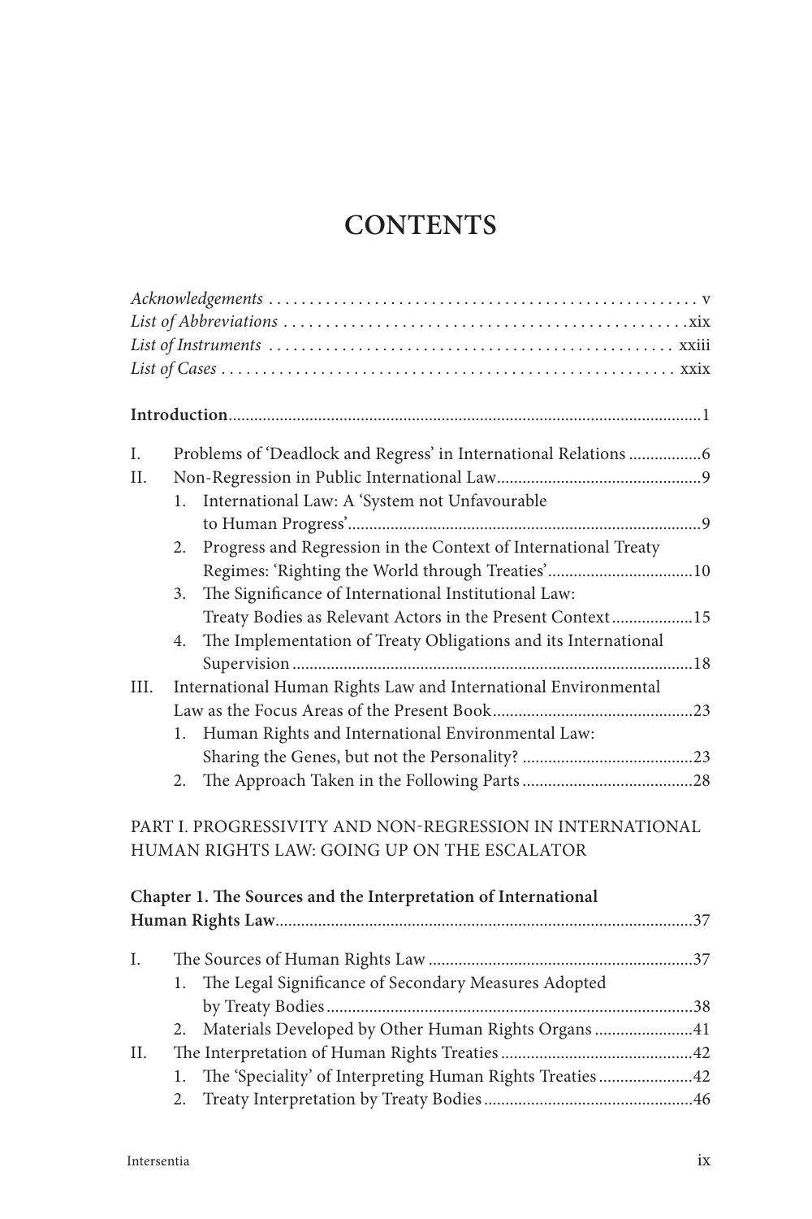# CONTENTS

*Acknowledgements* . . . . . . . . . . . . . . . . . . . . . . . . . . . . . . . . . . . . . . . . . . . . . . . . . . . . v
*List of Abbreviations* . . . . . . . . . . . . . . . . . . . . . . . . . . . . . . . . . . . . . . . . . . . . . . . . xix
*List of Instruments* . . . . . . . . . . . . . . . . . . . . . . . . . . . . . . . . . . . . . . . . . . . . . . . . xxiii
*List of Cases* . . . . . . . . . . . . . . . . . . . . . . . . . . . . . . . . . . . . . . . . . . . . . . . . . . . . xxix

**Introduction**.............................................................................................................1

I. Problems of 'Deadlock and Regress' in International Relations .................6
II. Non-Regression in Public International Law................................................9
   1. International Law: A 'System not Unfavourable to Human Progress'..................................................................................9
   2. Progress and Regression in the Context of International Treaty Regimes: 'Righting the World through Treaties'..................................10
   3. The Significance of International Institutional Law: Treaty Bodies as Relevant Actors in the Present Context...................15
   4. The Implementation of Treaty Obligations and its International Supervision .............................................................................................18
III. International Human Rights Law and International Environmental Law as the Focus Areas of the Present Book...............................................23
   1. Human Rights and International Environmental Law: Sharing the Genes, but not the Personality? ........................................23
   2. The Approach Taken in the Following Parts........................................28

PART I. PROGRESSIVITY AND NON-REGRESSION IN INTERNATIONAL HUMAN RIGHTS LAW: GOING UP ON THE ESCALATOR

**Chapter 1. The Sources and the Interpretation of International Human Rights Law**.................................................................................................37

I. The Sources of Human Rights Law ..............................................................37
   1. The Legal Significance of Secondary Measures Adopted by Treaty Bodies.....................................................................................38
   2. Materials Developed by Other Human Rights Organs.......................41
II. The Interpretation of Human Rights Treaties.............................................42
   1. The 'Speciality' of Interpreting Human Rights Treaties......................42
   2. Treaty Interpretation by Treaty Bodies.................................................46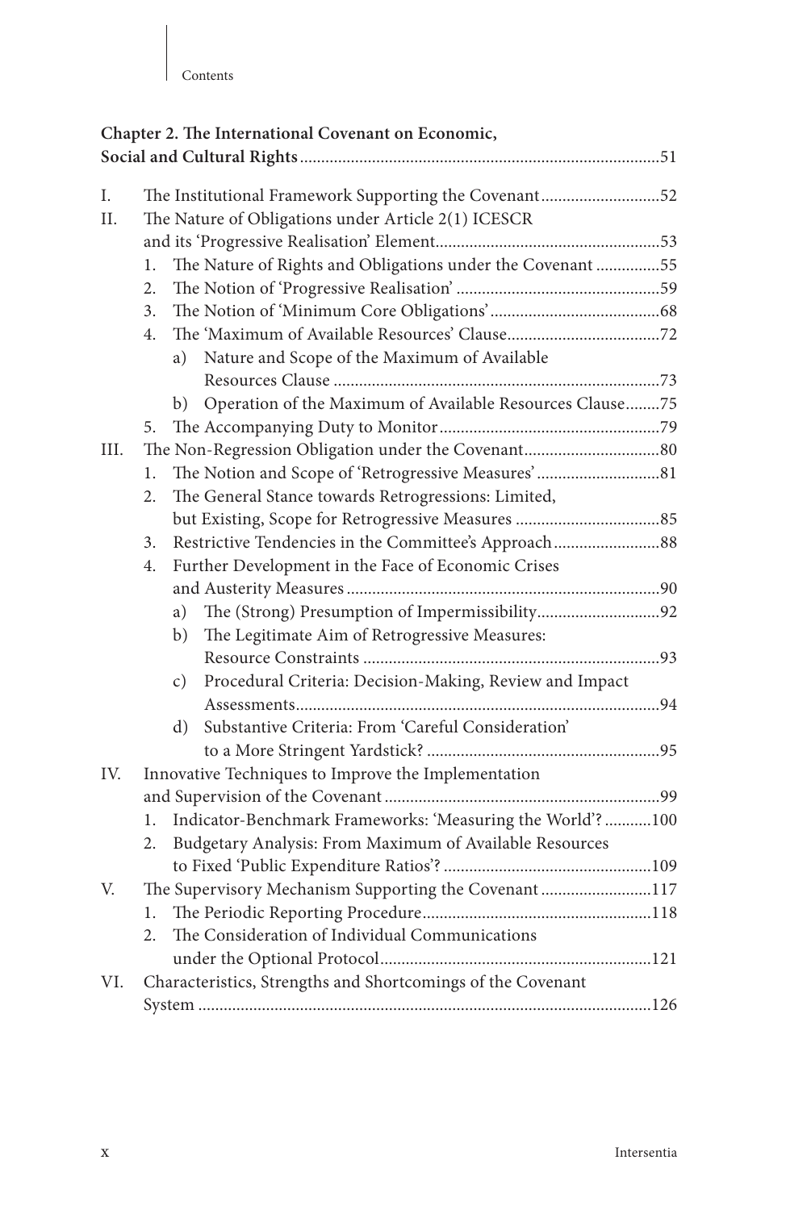**Chapter 2. The International Covenant on Economic, Social and Cultural Rights** ....................................................................................51

I. The Institutional Framework Supporting the Covenant ............................52

II. The Nature of Obligations under Article 2(1) ICESCR and its 'Progressive Realisation' Element.....................................................53

1. The Nature of Rights and Obligations under the Covenant ...............55
2. The Notion of 'Progressive Realisation' ................................................59
3. The Notion of 'Minimum Core Obligations' ........................................68
4. The 'Maximum of Available Resources' Clause....................................72
   a) Nature and Scope of the Maximum of Available Resources Clause ............................................................................73
   b) Operation of the Maximum of Available Resources Clause........75
5. The Accompanying Duty to Monitor ....................................................79

III. The Non-Regression Obligation under the Covenant................................80

1. The Notion and Scope of 'Retrogressive Measures' .............................81
2. The General Stance towards Retrogressions: Limited, but Existing, Scope for Retrogressive Measures ..................................85
3. Restrictive Tendencies in the Committee's Approach .........................88
4. Further Development in the Face of Economic Crises and Austerity Measures ..........................................................................90
   a) The (Strong) Presumption of Impermissibility.............................92
   b) The Legitimate Aim of Retrogressive Measures: Resource Constraints .....................................................................93
   c) Procedural Criteria: Decision-Making, Review and Impact Assessments......................................................................................94
   d) Substantive Criteria: From 'Careful Consideration' to a More Stringent Yardstick? .......................................................95

IV. Innovative Techniques to Improve the Implementation and Supervision of the Covenant .................................................................99

1. Indicator-Benchmark Frameworks: 'Measuring the World'? ...........100
2. Budgetary Analysis: From Maximum of Available Resources to Fixed 'Public Expenditure Ratios'? ..................................................109

V. The Supervisory Mechanism Supporting the Covenant ..........................117

1. The Periodic Reporting Procedure......................................................118
2. The Consideration of Individual Communications under the Optional Protocol................................................................121

VI. Characteristics, Strengths and Shortcomings of the Covenant System ..........................................................................................................126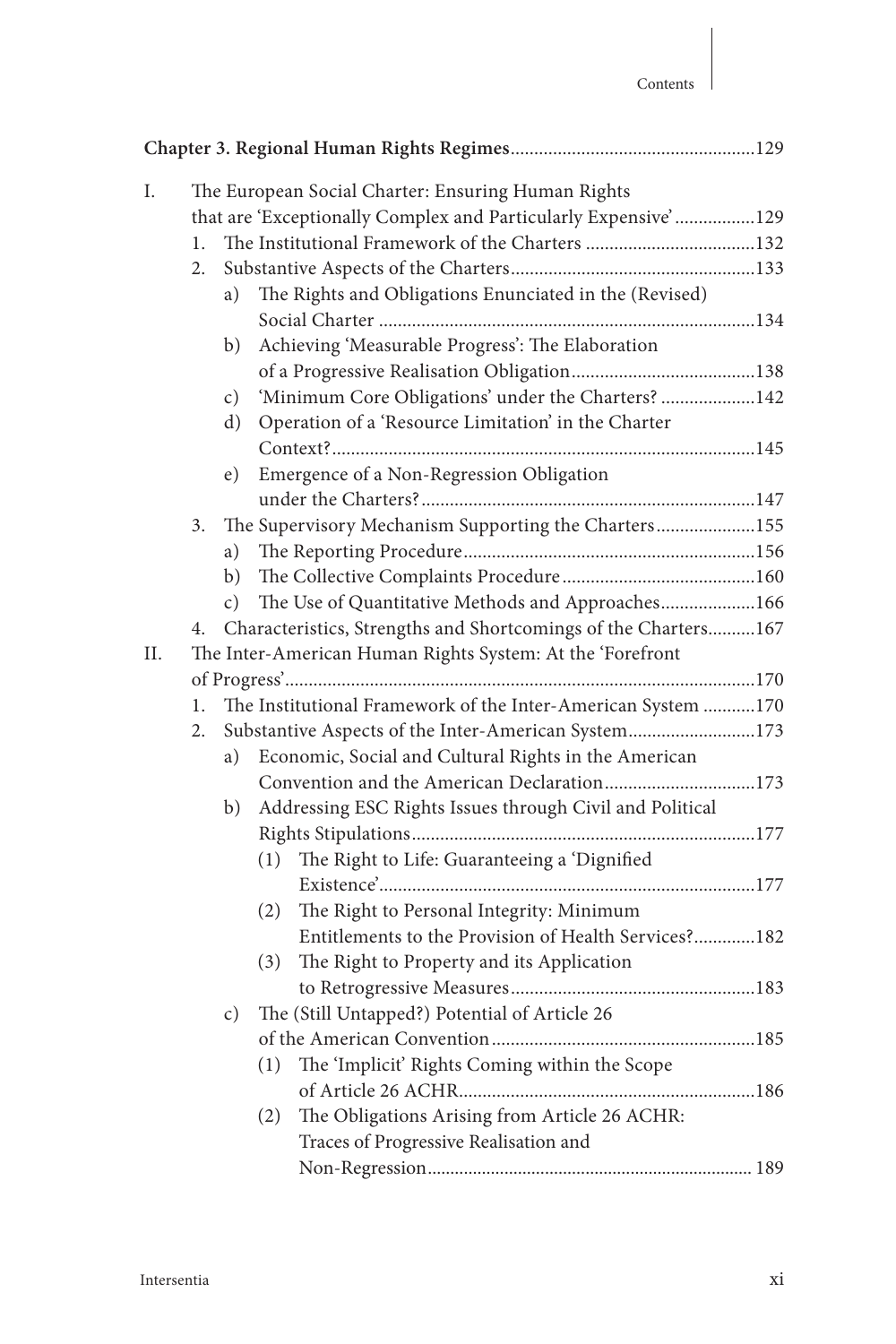**Chapter 3. Regional Human Rights Regimes** ....................................................129

I. The European Social Charter: Ensuring Human Rights that are 'Exceptionally Complex and Particularly Expensive' .................129
  1. The Institutional Framework of the Charters ....................................132
  2. Substantive Aspects of the Charters....................................................133
    a) The Rights and Obligations Enunciated in the (Revised) Social Charter ...............................................................................134
    b) Achieving 'Measurable Progress': The Elaboration of a Progressive Realisation Obligation.......................................138
    c) 'Minimum Core Obligations' under the Charters? ....................142
    d) Operation of a 'Resource Limitation' in the Charter Context?.........................................................................................145
    e) Emergence of a Non-Regression Obligation under the Charters?......................................................................147
  3. The Supervisory Mechanism Supporting the Charters.....................155
    a) The Reporting Procedure..............................................................156
    b) The Collective Complaints Procedure.........................................160
    c) The Use of Quantitative Methods and Approaches....................166
  4. Characteristics, Strengths and Shortcomings of the Charters..........167

II. The Inter-American Human Rights System: At the 'Forefront of Progress'...................................................................................................170
  1. The Institutional Framework of the Inter-American System ...........170
  2. Substantive Aspects of the Inter-American System...........................173
    a) Economic, Social and Cultural Rights in the American Convention and the American Declaration................................173
    b) Addressing ESC Rights Issues through Civil and Political Rights Stipulations........................................................................177
      (1) The Right to Life: Guaranteeing a 'Dignified Existence'...............................................................................177
      (2) The Right to Personal Integrity: Minimum Entitlements to the Provision of Health Services?.............182
      (3) The Right to Property and its Application to Retrogressive Measures....................................................183
    c) The (Still Untapped?) Potential of Article 26 of the American Convention........................................................185
      (1) The 'Implicit' Rights Coming within the Scope of Article 26 ACHR...............................................................186
      (2) The Obligations Arising from Article 26 ACHR: Traces of Progressive Realisation and Non-Regression...................................................................... 189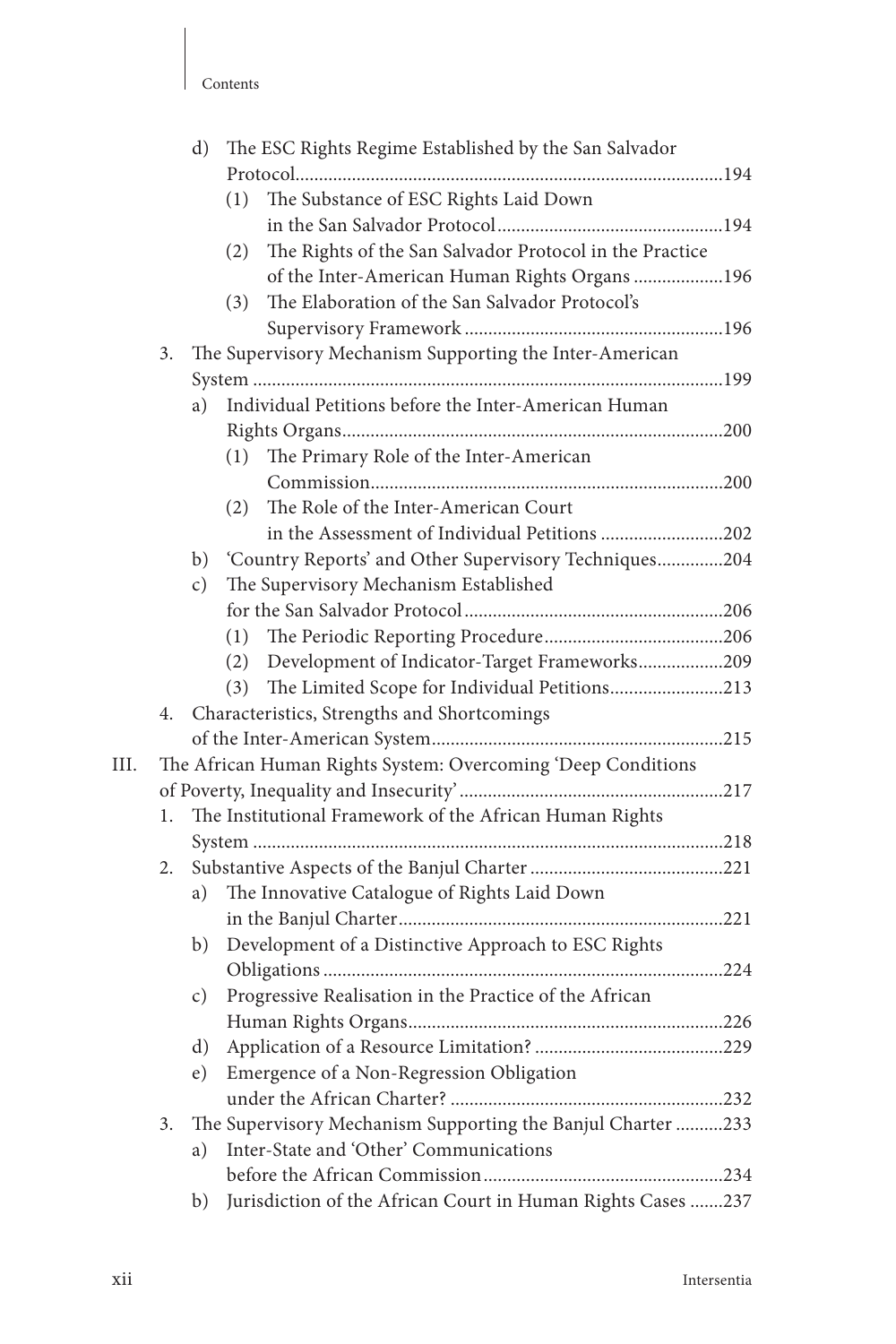d) The ESC Rights Regime Established by the San Salvador Protocol ... 194
   (1) The Substance of ESC Rights Laid Down in the San Salvador Protocol ... 194
   (2) The Rights of the San Salvador Protocol in the Practice of the Inter-American Human Rights Organs ... 196
   (3) The Elaboration of the San Salvador Protocol's Supervisory Framework ... 196

3. The Supervisory Mechanism Supporting the Inter-American System ... 199
   a) Individual Petitions before the Inter-American Human Rights Organs ... 200
      (1) The Primary Role of the Inter-American Commission ... 200
      (2) The Role of the Inter-American Court in the Assessment of Individual Petitions ... 202
   b) 'Country Reports' and Other Supervisory Techniques ... 204
   c) The Supervisory Mechanism Established for the San Salvador Protocol ... 206
      (1) The Periodic Reporting Procedure ... 206
      (2) Development of Indicator-Target Frameworks ... 209
      (3) The Limited Scope for Individual Petitions ... 213

4. Characteristics, Strengths and Shortcomings of the Inter-American System ... 215

III. The African Human Rights System: Overcoming 'Deep Conditions of Poverty, Inequality and Insecurity' ... 217

1. The Institutional Framework of the African Human Rights System ... 218

2. Substantive Aspects of the Banjul Charter ... 221
   a) The Innovative Catalogue of Rights Laid Down in the Banjul Charter ... 221
   b) Development of a Distinctive Approach to ESC Rights Obligations ... 224
   c) Progressive Realisation in the Practice of the African Human Rights Organs ... 226
   d) Application of a Resource Limitation? ... 229
   e) Emergence of a Non-Regression Obligation under the African Charter? ... 232

3. The Supervisory Mechanism Supporting the Banjul Charter ... 233
   a) Inter-State and 'Other' Communications before the African Commission ... 234
   b) Jurisdiction of the African Court in Human Rights Cases ... 237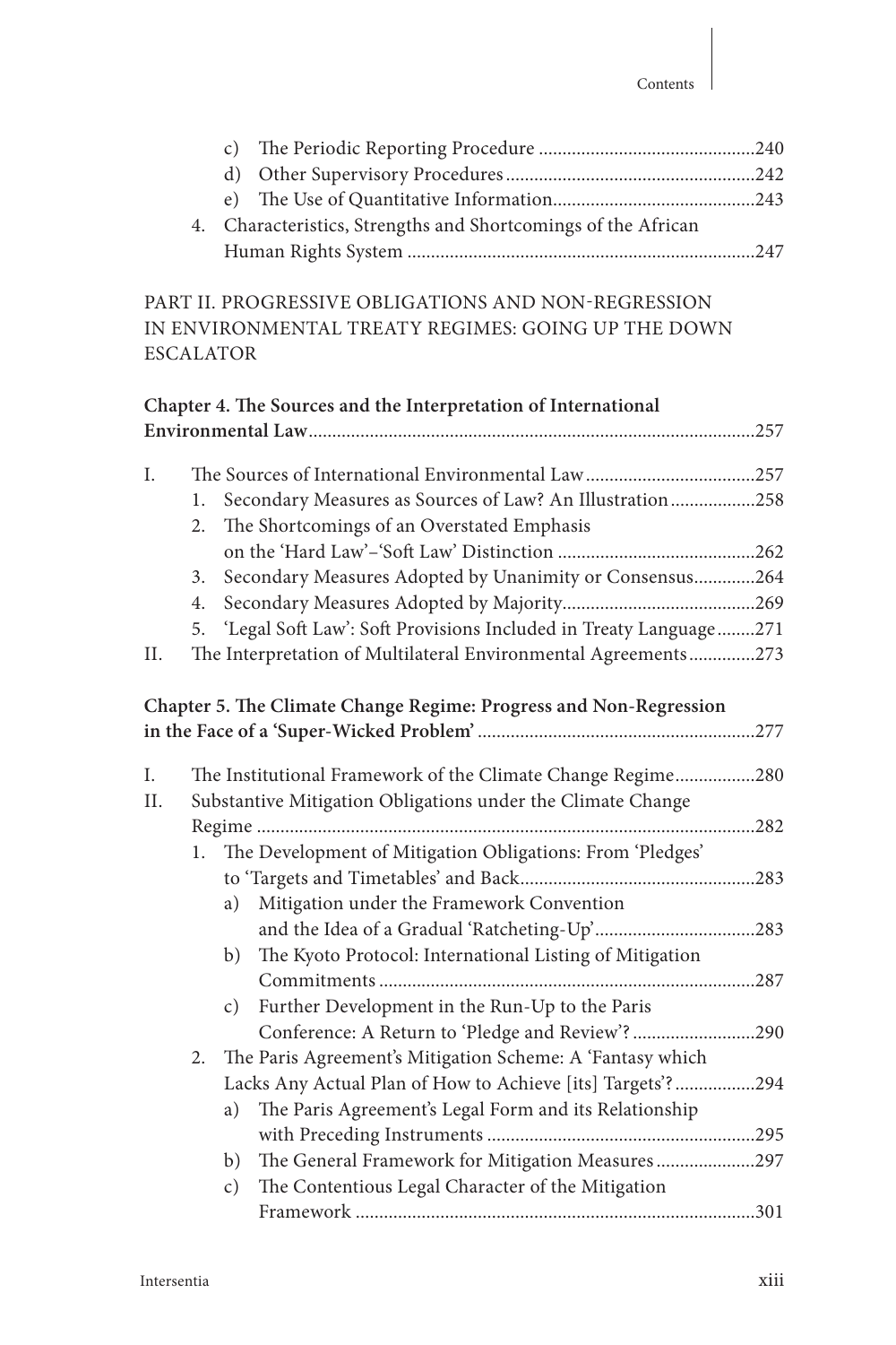c) The Periodic Reporting Procedure ..........................................240
d) Other Supervisory Procedures ..........................................242
e) The Use of Quantitative Information ..........................................243

4. Characteristics, Strengths and Shortcomings of the African Human Rights System ..........................................247

PART II. PROGRESSIVE OBLIGATIONS AND NON-REGRESSION IN ENVIRONMENTAL TREATY REGIMES: GOING UP THE DOWN ESCALATOR

**Chapter 4. The Sources and the Interpretation of International Environmental Law** ..........................................257

I. The Sources of International Environmental Law ..........................................257
  1. Secondary Measures as Sources of Law? An Illustration ..........................................258
  2. The Shortcomings of an Overstated Emphasis on the 'Hard Law'–'Soft Law' Distinction ..........................................262
  3. Secondary Measures Adopted by Unanimity or Consensus ..........................................264
  4. Secondary Measures Adopted by Majority ..........................................269
  5. 'Legal Soft Law': Soft Provisions Included in Treaty Language ..........................................271

II. The Interpretation of Multilateral Environmental Agreements ..........................................273

**Chapter 5. The Climate Change Regime: Progress and Non-Regression in the Face of a 'Super-Wicked Problem'** ..........................................277

I. The Institutional Framework of the Climate Change Regime ..........................................280

II. Substantive Mitigation Obligations under the Climate Change Regime ..........................................282
  1. The Development of Mitigation Obligations: From 'Pledges' to 'Targets and Timetables' and Back ..........................................283
    a) Mitigation under the Framework Convention and the Idea of a Gradual 'Ratcheting-Up' ..........................................283
    b) The Kyoto Protocol: International Listing of Mitigation Commitments ..........................................287
    c) Further Development in the Run-Up to the Paris Conference: A Return to 'Pledge and Review'? ..........................................290
  2. The Paris Agreement's Mitigation Scheme: A 'Fantasy which Lacks Any Actual Plan of How to Achieve [its] Targets'? ..........................................294
    a) The Paris Agreement's Legal Form and its Relationship with Preceding Instruments ..........................................295
    b) The General Framework for Mitigation Measures ..........................................297
    c) The Contentious Legal Character of the Mitigation Framework ..........................................301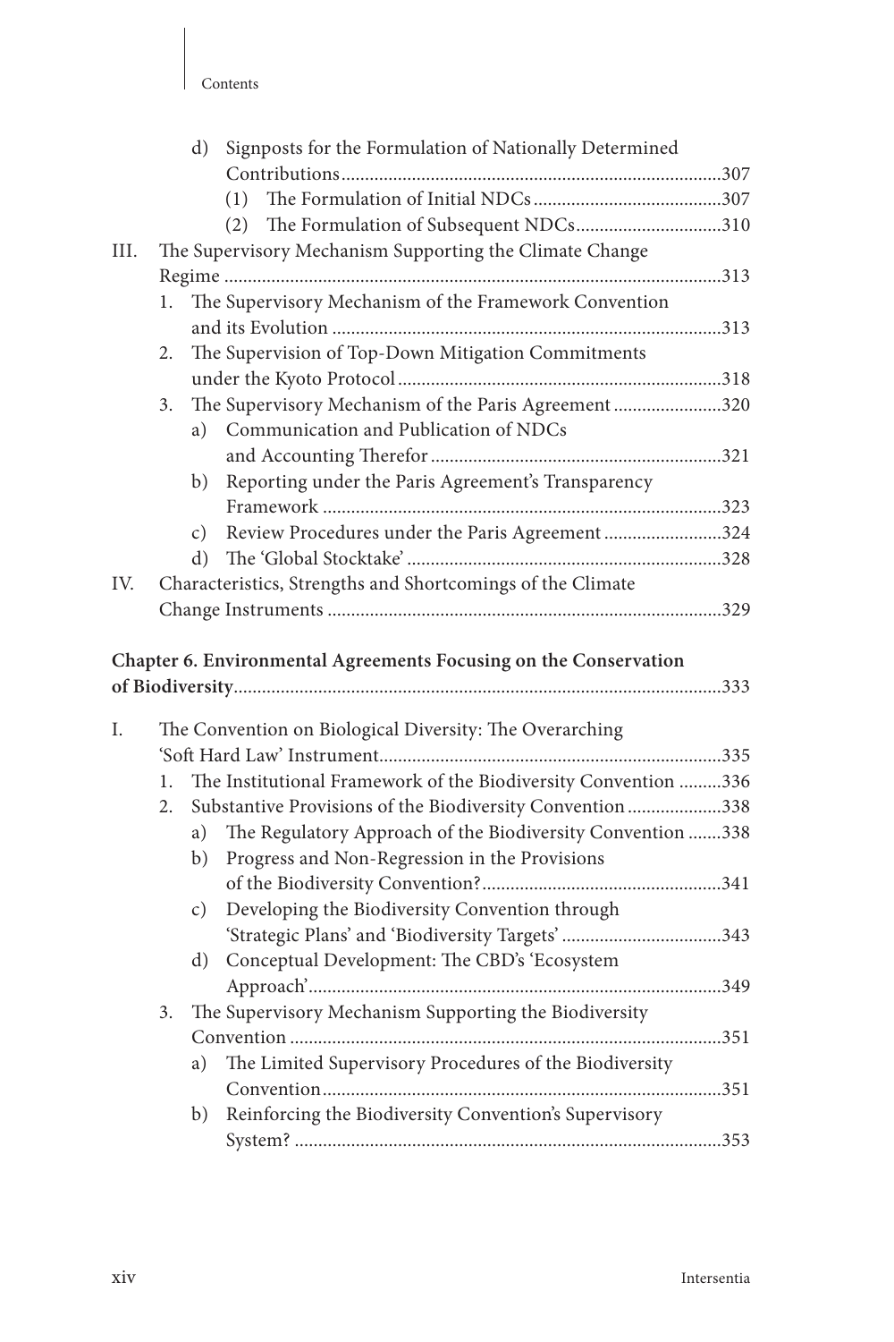- d) Signposts for the Formulation of Nationally Determined Contributions ........ 307
  - (1) The Formulation of Initial NDCs ........ 307
  - (2) The Formulation of Subsequent NDCs ........ 310

III. The Supervisory Mechanism Supporting the Climate Change Regime ........ 313
  1. The Supervisory Mechanism of the Framework Convention and its Evolution ........ 313
  2. The Supervision of Top-Down Mitigation Commitments under the Kyoto Protocol ........ 318
  3. The Supervisory Mechanism of the Paris Agreement ........ 320
     - a) Communication and Publication of NDCs and Accounting Therefor ........ 321
     - b) Reporting under the Paris Agreement's Transparency Framework ........ 323
     - c) Review Procedures under the Paris Agreement ........ 324
     - d) The 'Global Stocktake' ........ 328

IV. Characteristics, Strengths and Shortcomings of the Climate Change Instruments ........ 329

**Chapter 6. Environmental Agreements Focusing on the Conservation of Biodiversity** ........ 333

I. The Convention on Biological Diversity: The Overarching 'Soft Hard Law' Instrument ........ 335
  1. The Institutional Framework of the Biodiversity Convention ........ 336
  2. Substantive Provisions of the Biodiversity Convention ........ 338
     - a) The Regulatory Approach of the Biodiversity Convention ........ 338
     - b) Progress and Non-Regression in the Provisions of the Biodiversity Convention? ........ 341
     - c) Developing the Biodiversity Convention through 'Strategic Plans' and 'Biodiversity Targets' ........ 343
     - d) Conceptual Development: The CBD's 'Ecosystem Approach' ........ 349
  3. The Supervisory Mechanism Supporting the Biodiversity Convention ........ 351
     - a) The Limited Supervisory Procedures of the Biodiversity Convention ........ 351
     - b) Reinforcing the Biodiversity Convention's Supervisory System? ........ 353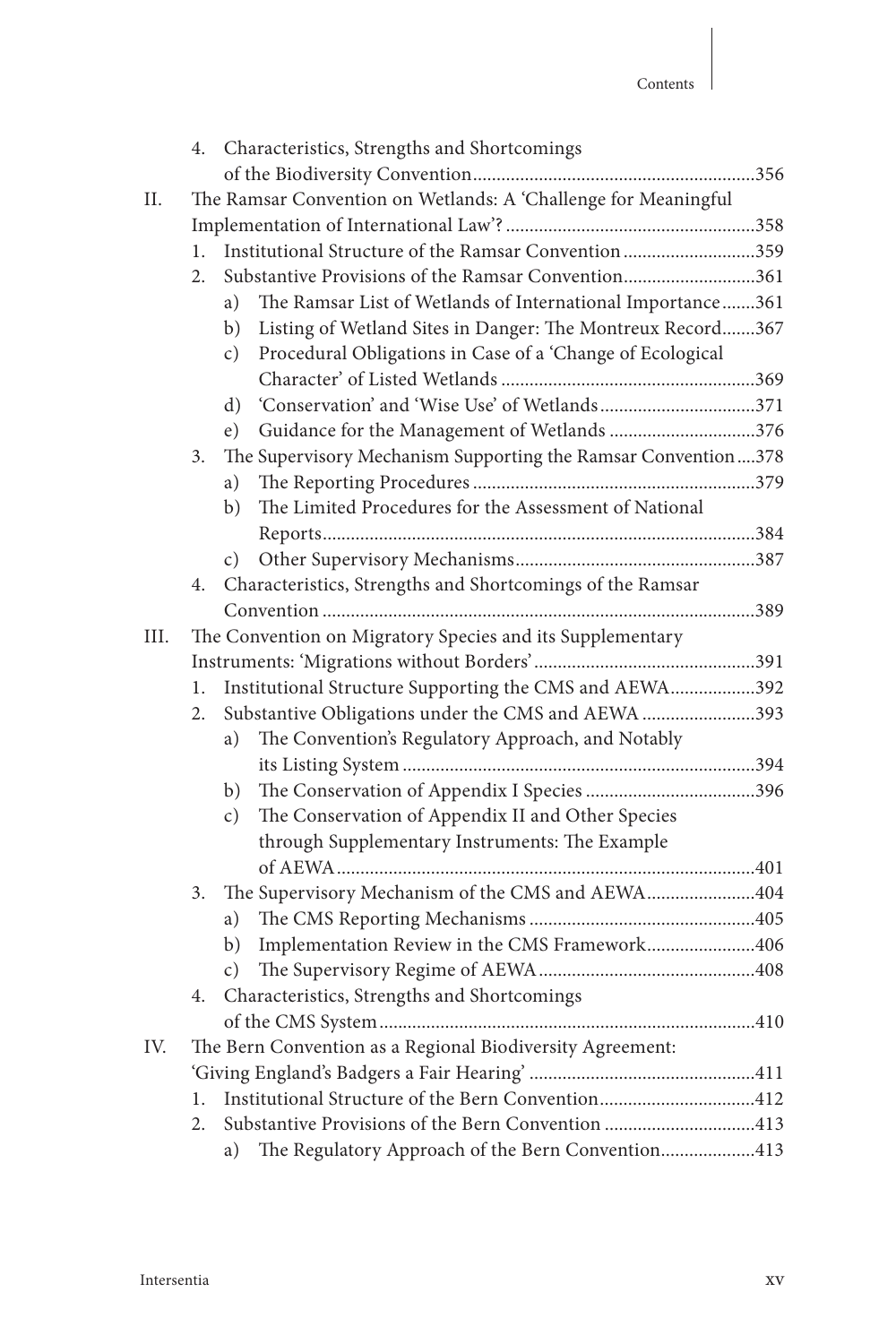4. Characteristics, Strengths and Shortcomings of the Biodiversity Convention ... 356

II. The Ramsar Convention on Wetlands: A 'Challenge for Meaningful Implementation of International Law'? ... 358
   1. Institutional Structure of the Ramsar Convention ... 359
   2. Substantive Provisions of the Ramsar Convention ... 361
      a) The Ramsar List of Wetlands of International Importance ... 361
      b) Listing of Wetland Sites in Danger: The Montreux Record ... 367
      c) Procedural Obligations in Case of a 'Change of Ecological Character' of Listed Wetlands ... 369
      d) 'Conservation' and 'Wise Use' of Wetlands ... 371
      e) Guidance for the Management of Wetlands ... 376
   3. The Supervisory Mechanism Supporting the Ramsar Convention ... 378
      a) The Reporting Procedures ... 379
      b) The Limited Procedures for the Assessment of National Reports ... 384
      c) Other Supervisory Mechanisms ... 387
   4. Characteristics, Strengths and Shortcomings of the Ramsar Convention ... 389

III. The Convention on Migratory Species and its Supplementary Instruments: 'Migrations without Borders' ... 391
   1. Institutional Structure Supporting the CMS and AEWA ... 392
   2. Substantive Obligations under the CMS and AEWA ... 393
      a) The Convention's Regulatory Approach, and Notably its Listing System ... 394
      b) The Conservation of Appendix I Species ... 396
      c) The Conservation of Appendix II and Other Species through Supplementary Instruments: The Example of AEWA ... 401
   3. The Supervisory Mechanism of the CMS and AEWA ... 404
      a) The CMS Reporting Mechanisms ... 405
      b) Implementation Review in the CMS Framework ... 406
      c) The Supervisory Regime of AEWA ... 408
   4. Characteristics, Strengths and Shortcomings of the CMS System ... 410

IV. The Bern Convention as a Regional Biodiversity Agreement: 'Giving England's Badgers a Fair Hearing' ... 411
   1. Institutional Structure of the Bern Convention ... 412
   2. Substantive Provisions of the Bern Convention ... 413
      a) The Regulatory Approach of the Bern Convention ... 413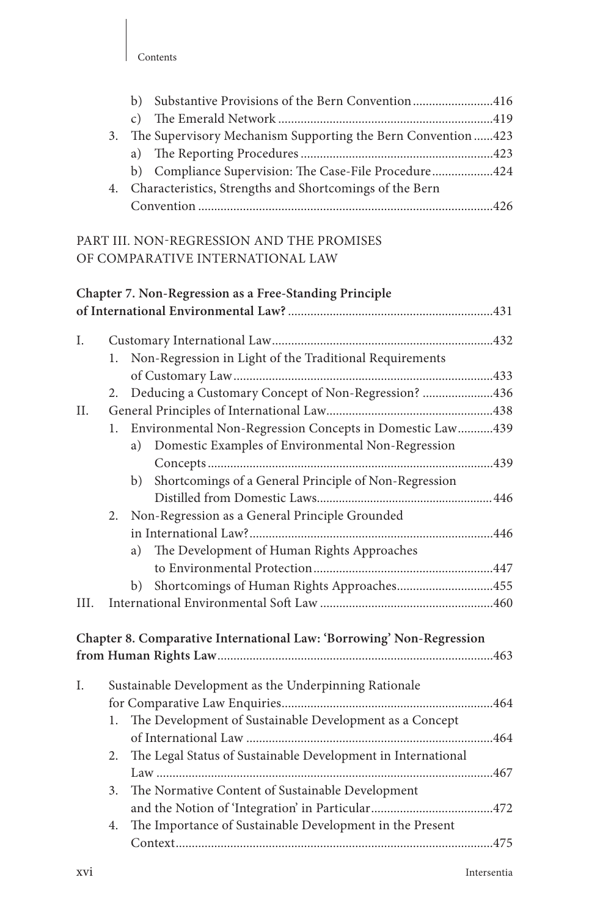b) Substantive Provisions of the Bern Convention .......................416
c) The Emerald Network .................................................................419
3. The Supervisory Mechanism Supporting the Bern Convention ......423
a) The Reporting Procedures ...........................................................423
b) Compliance Supervision: The Case-File Procedure ..................424
4. Characteristics, Strengths and Shortcomings of the Bern Convention ..........................................................................................426

PART III. NON-REGRESSION AND THE PROMISES OF COMPARATIVE INTERNATIONAL LAW

**Chapter 7. Non-Regression as a Free-Standing Principle of International Environmental Law?** ...............................................................431

I. Customary International Law....................................................................432
1. Non-Regression in Light of the Traditional Requirements of Customary Law................................................................................433
2. Deducing a Customary Concept of Non-Regression? ......................436
II. General Principles of International Law...................................................438
1. Environmental Non-Regression Concepts in Domestic Law...........439
a) Domestic Examples of Environmental Non-Regression Concepts........................................................................................439
b) Shortcomings of a General Principle of Non-Regression Distilled from Domestic Laws...................................................... 446
2. Non-Regression as a General Principle Grounded in International Law?...........................................................................446
a) The Development of Human Rights Approaches to Environmental Protection.......................................................447
b) Shortcomings of Human Rights Approaches.............................455
III. International Environmental Soft Law .....................................................460

**Chapter 8. Comparative International Law: 'Borrowing' Non-Regression from Human Rights Law**.....................................................................................463

I. Sustainable Development as the Underpinning Rationale for Comparative Law Enquiries.................................................................464
1. The Development of Sustainable Development as a Concept of International Law ............................................................................464
2. The Legal Status of Sustainable Development in International Law .......................................................................................................467
3. The Normative Content of Sustainable Development and the Notion of 'Integration' in Particular.....................................472
4. The Importance of Sustainable Development in the Present Context.................................................................................................475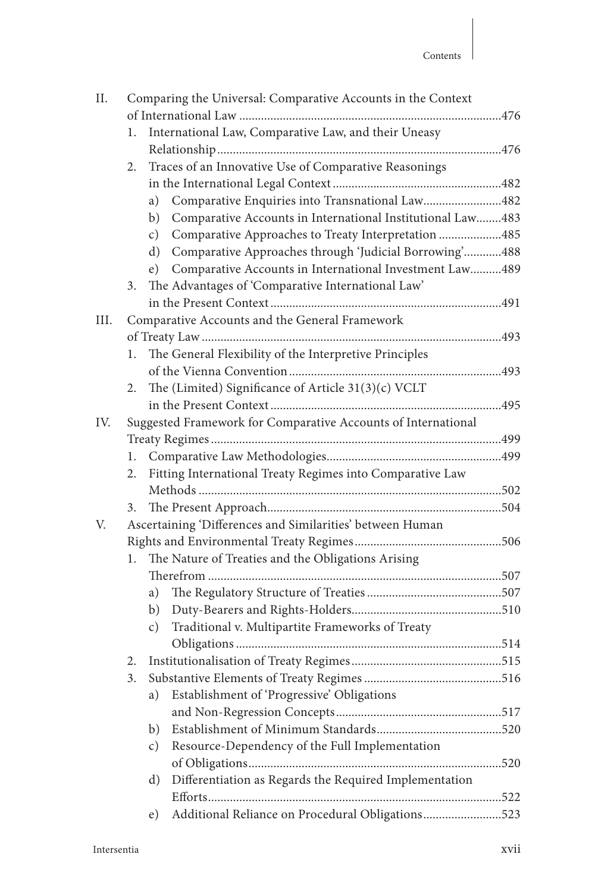- II. Comparing the Universal: Comparative Accounts in the Context of International Law ... 476
  - 1. International Law, Comparative Law, and their Uneasy Relationship ... 476
  - 2. Traces of an Innovative Use of Comparative Reasonings in the International Legal Context ... 482
    - a) Comparative Enquiries into Transnational Law ... 482
    - b) Comparative Accounts in International Institutional Law ... 483
    - c) Comparative Approaches to Treaty Interpretation ... 485
    - d) Comparative Approaches through 'Judicial Borrowing' ... 488
    - e) Comparative Accounts in International Investment Law ... 489
  - 3. The Advantages of 'Comparative International Law' in the Present Context ... 491
- III. Comparative Accounts and the General Framework of Treaty Law ... 493
  - 1. The General Flexibility of the Interpretive Principles of the Vienna Convention ... 493
  - 2. The (Limited) Significance of Article 31(3)(c) VCLT in the Present Context ... 495
- IV. Suggested Framework for Comparative Accounts of International Treaty Regimes ... 499
  - 1. Comparative Law Methodologies ... 499
  - 2. Fitting International Treaty Regimes into Comparative Law Methods ... 502
  - 3. The Present Approach ... 504
- V. Ascertaining 'Differences and Similarities' between Human Rights and Environmental Treaty Regimes ... 506
  - 1. The Nature of Treaties and the Obligations Arising Therefrom ... 507
    - a) The Regulatory Structure of Treaties ... 507
    - b) Duty-Bearers and Rights-Holders ... 510
    - c) Traditional v. Multipartite Frameworks of Treaty Obligations ... 514
  - 2. Institutionalisation of Treaty Regimes ... 515
  - 3. Substantive Elements of Treaty Regimes ... 516
    - a) Establishment of 'Progressive' Obligations and Non-Regression Concepts ... 517
    - b) Establishment of Minimum Standards ... 520
    - c) Resource-Dependency of the Full Implementation of Obligations ... 520
    - d) Differentiation as Regards the Required Implementation Efforts ... 522
    - e) Additional Reliance on Procedural Obligations ... 523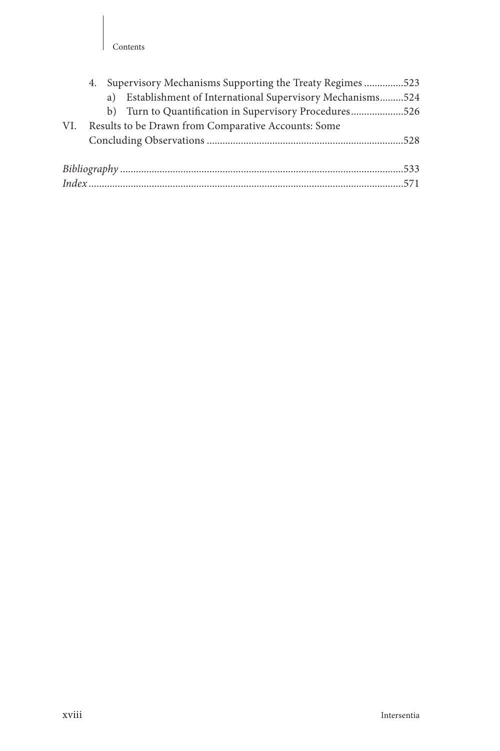4. Supervisory Mechanisms Supporting the Treaty Regimes ...............523
   a) Establishment of International Supervisory Mechanisms.........524
   b) Turn to Quantification in Supervisory Procedures....................526

VI. Results to be Drawn from Comparative Accounts: Some Concluding Observations ..........................................................................528

*Bibliography* ..........................................................................................................533
*Index* ......................................................................................................................571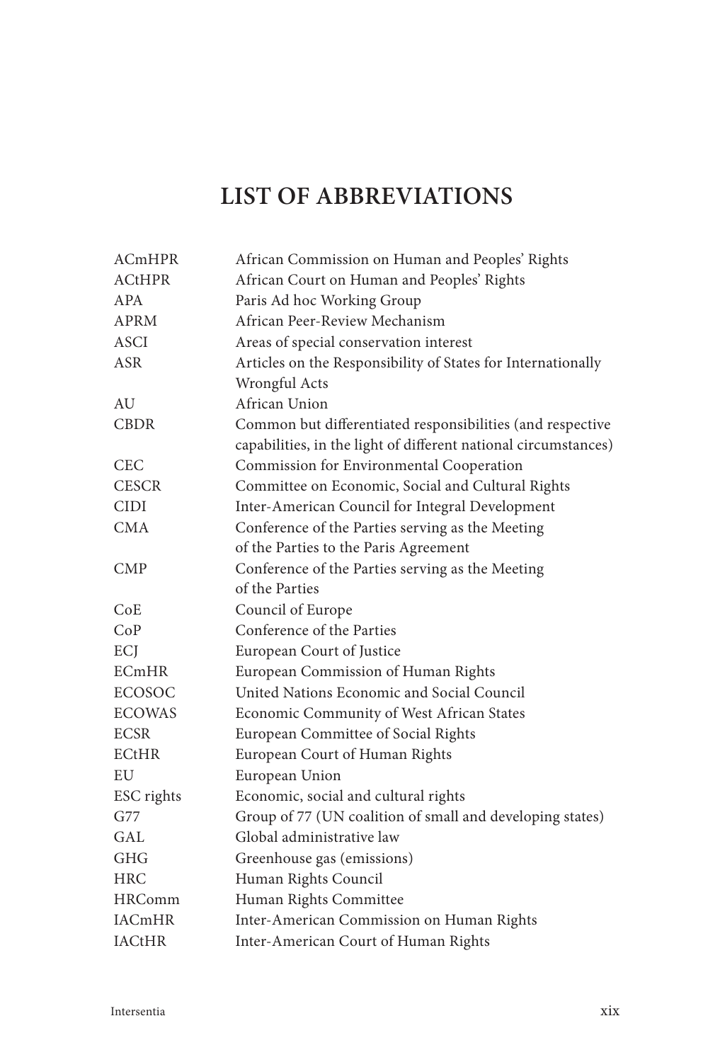# LIST OF ABBREVIATIONS

| | |
|---|---|
| ACmHPR | African Commission on Human and Peoples' Rights |
| ACtHPR | African Court on Human and Peoples' Rights |
| APA | Paris Ad hoc Working Group |
| APRM | African Peer-Review Mechanism |
| ASCI | Areas of special conservation interest |
| ASR | Articles on the Responsibility of States for Internationally Wrongful Acts |
| AU | African Union |
| CBDR | Common but differentiated responsibilities (and respective capabilities, in the light of different national circumstances) |
| CEC | Commission for Environmental Cooperation |
| CESCR | Committee on Economic, Social and Cultural Rights |
| CIDI | Inter-American Council for Integral Development |
| CMA | Conference of the Parties serving as the Meeting of the Parties to the Paris Agreement |
| CMP | Conference of the Parties serving as the Meeting of the Parties |
| CoE | Council of Europe |
| CoP | Conference of the Parties |
| ECJ | European Court of Justice |
| ECmHR | European Commission of Human Rights |
| ECOSOC | United Nations Economic and Social Council |
| ECOWAS | Economic Community of West African States |
| ECSR | European Committee of Social Rights |
| ECtHR | European Court of Human Rights |
| EU | European Union |
| ESC rights | Economic, social and cultural rights |
| G77 | Group of 77 (UN coalition of small and developing states) |
| GAL | Global administrative law |
| GHG | Greenhouse gas (emissions) |
| HRC | Human Rights Council |
| HRComm | Human Rights Committee |
| IACmHR | Inter-American Commission on Human Rights |
| IACtHR | Inter-American Court of Human Rights |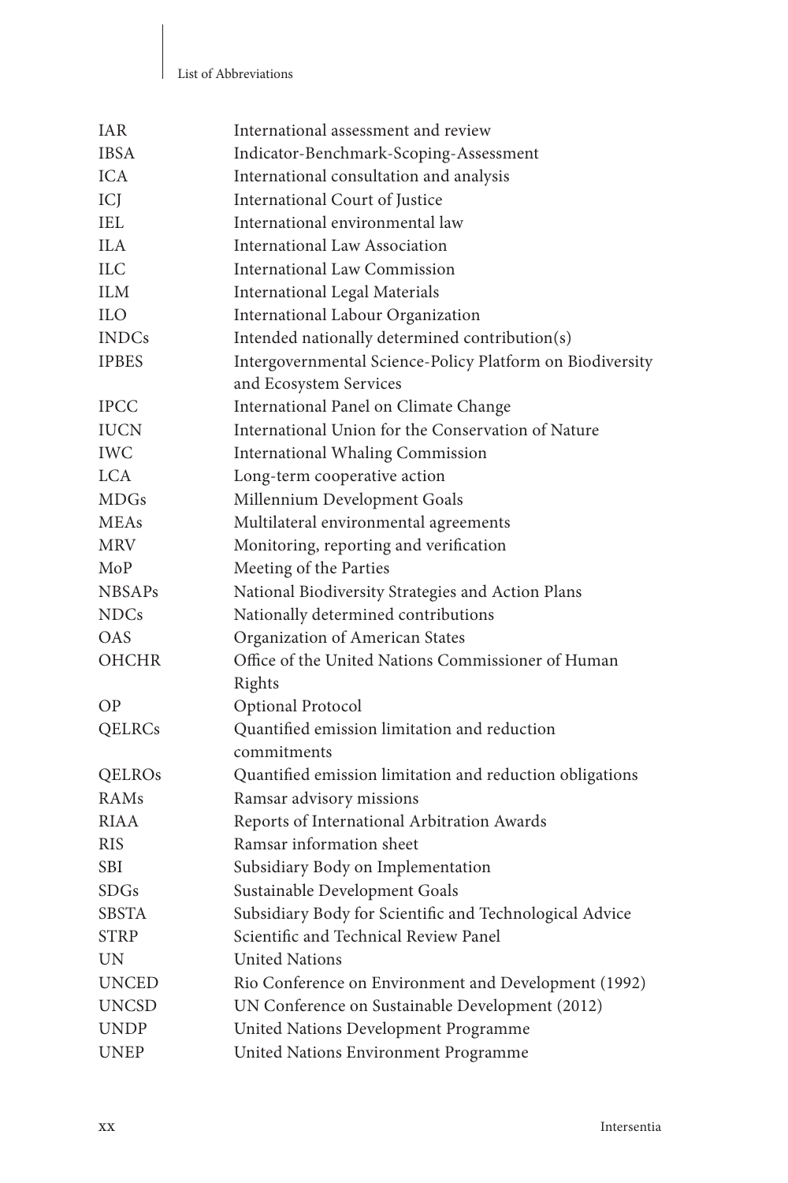| | |
|---|---|
| IAR | International assessment and review |
| IBSA | Indicator-Benchmark-Scoping-Assessment |
| ICA | International consultation and analysis |
| ICJ | International Court of Justice |
| IEL | International environmental law |
| ILA | International Law Association |
| ILC | International Law Commission |
| ILM | International Legal Materials |
| ILO | International Labour Organization |
| INDCs | Intended nationally determined contribution(s) |
| IPBES | Intergovernmental Science-Policy Platform on Biodiversity and Ecosystem Services |
| IPCC | International Panel on Climate Change |
| IUCN | International Union for the Conservation of Nature |
| IWC | International Whaling Commission |
| LCA | Long-term cooperative action |
| MDGs | Millennium Development Goals |
| MEAs | Multilateral environmental agreements |
| MRV | Monitoring, reporting and verification |
| MoP | Meeting of the Parties |
| NBSAPs | National Biodiversity Strategies and Action Plans |
| NDCs | Nationally determined contributions |
| OAS | Organization of American States |
| OHCHR | Office of the United Nations Commissioner of Human Rights |
| OP | Optional Protocol |
| QELRCs | Quantified emission limitation and reduction commitments |
| QELROs | Quantified emission limitation and reduction obligations |
| RAMs | Ramsar advisory missions |
| RIAA | Reports of International Arbitration Awards |
| RIS | Ramsar information sheet |
| SBI | Subsidiary Body on Implementation |
| SDGs | Sustainable Development Goals |
| SBSTA | Subsidiary Body for Scientific and Technological Advice |
| STRP | Scientific and Technical Review Panel |
| UN | United Nations |
| UNCED | Rio Conference on Environment and Development (1992) |
| UNCSD | UN Conference on Sustainable Development (2012) |
| UNDP | United Nations Development Programme |
| UNEP | United Nations Environment Programme |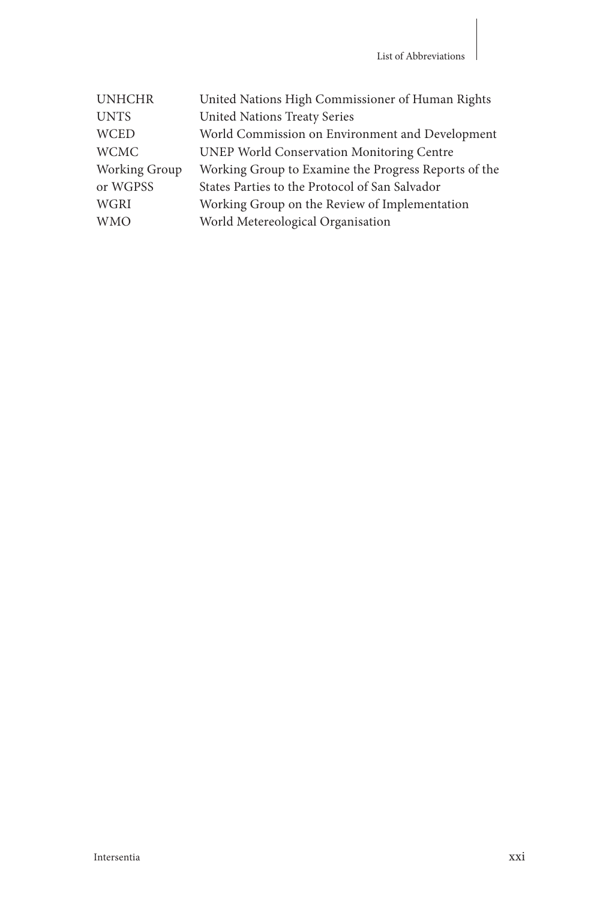| | |
|---|---|
| UNHCHR | United Nations High Commissioner of Human Rights |
| UNTS | United Nations Treaty Series |
| WCED | World Commission on Environment and Development |
| WCMC | UNEP World Conservation Monitoring Centre |
| Working Group or WGPSS | Working Group to Examine the Progress Reports of the States Parties to the Protocol of San Salvador |
| WGRI | Working Group on the Review of Implementation |
| WMO | World Metereological Organisation |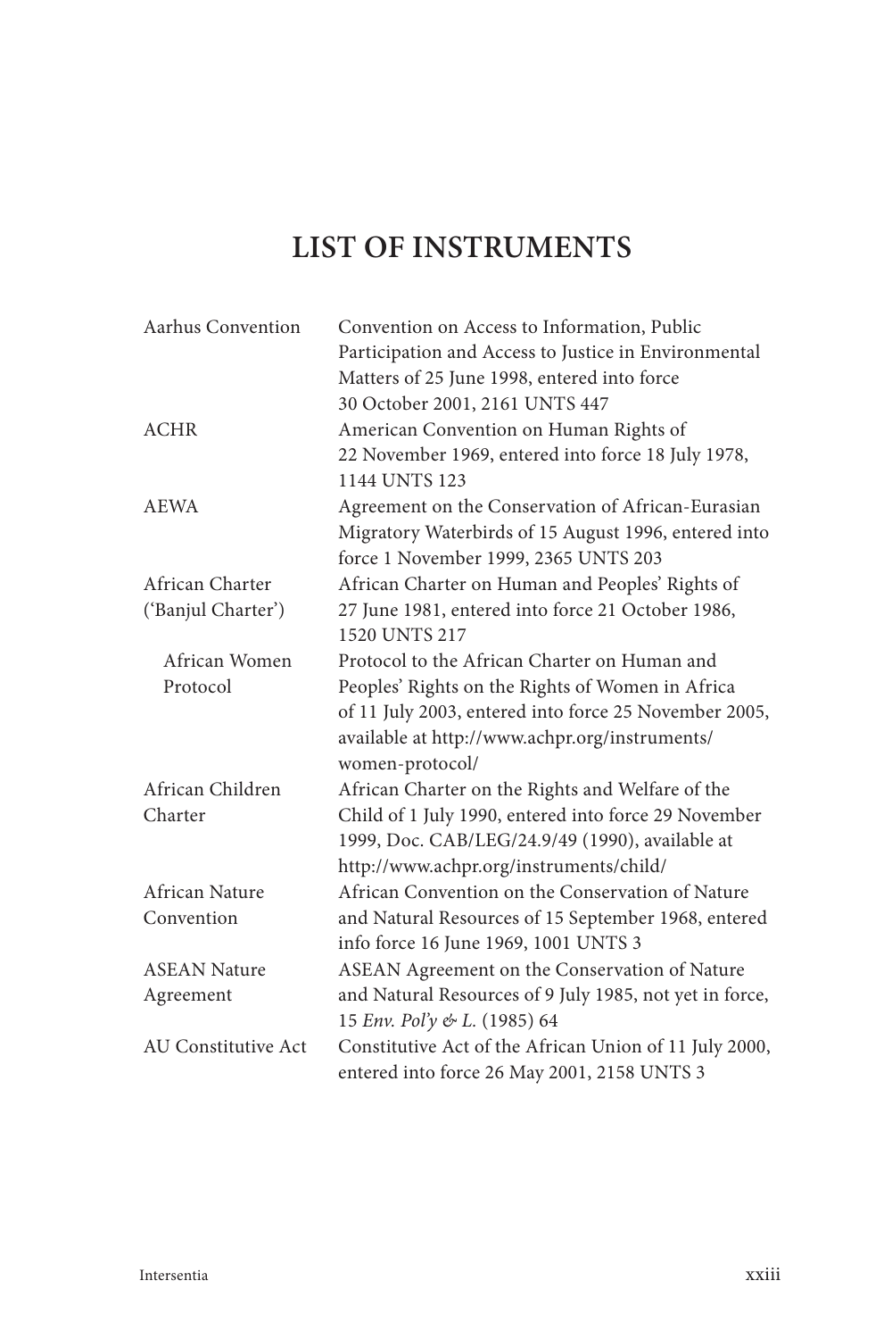# LIST OF INSTRUMENTS

| | |
|---|---|
| Aarhus Convention | Convention on Access to Information, Public Participation and Access to Justice in Environmental Matters of 25 June 1998, entered into force 30 October 2001, 2161 UNTS 447 |
| ACHR | American Convention on Human Rights of 22 November 1969, entered into force 18 July 1978, 1144 UNTS 123 |
| AEWA | Agreement on the Conservation of African-Eurasian Migratory Waterbirds of 15 August 1996, entered into force 1 November 1999, 2365 UNTS 203 |
| African Charter ('Banjul Charter') | African Charter on Human and Peoples' Rights of 27 June 1981, entered into force 21 October 1986, 1520 UNTS 217 |
| African Women Protocol | Protocol to the African Charter on Human and Peoples' Rights on the Rights of Women in Africa of 11 July 2003, entered into force 25 November 2005, available at http://www.achpr.org/instruments/women-protocol/ |
| African Children Charter | African Charter on the Rights and Welfare of the Child of 1 July 1990, entered into force 29 November 1999, Doc. CAB/LEG/24.9/49 (1990), available at http://www.achpr.org/instruments/child/ |
| African Nature Convention | African Convention on the Conservation of Nature and Natural Resources of 15 September 1968, entered info force 16 June 1969, 1001 UNTS 3 |
| ASEAN Nature Agreement | ASEAN Agreement on the Conservation of Nature and Natural Resources of 9 July 1985, not yet in force, 15 *Env. Pol'y & L.* (1985) 64 |
| AU Constitutive Act | Constitutive Act of the African Union of 11 July 2000, entered into force 26 May 2001, 2158 UNTS 3 |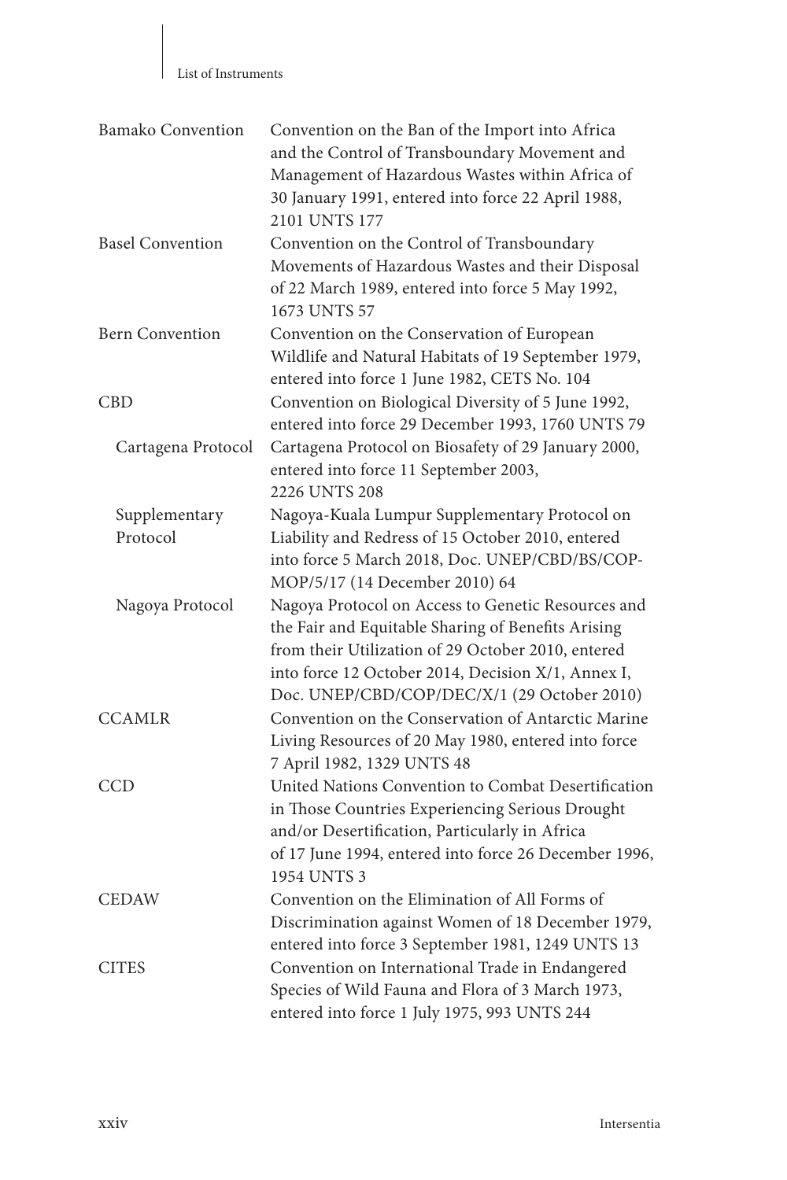| | |
|---|---|
| Bamako Convention | Convention on the Ban of the Import into Africa and the Control of Transboundary Movement and Management of Hazardous Wastes within Africa of 30 January 1991, entered into force 22 April 1988, 2101 UNTS 177 |
| Basel Convention | Convention on the Control of Transboundary Movements of Hazardous Wastes and their Disposal of 22 March 1989, entered into force 5 May 1992, 1673 UNTS 57 |
| Bern Convention | Convention on the Conservation of European Wildlife and Natural Habitats of 19 September 1979, entered into force 1 June 1982, CETS No. 104 |
| CBD | Convention on Biological Diversity of 5 June 1992, entered into force 29 December 1993, 1760 UNTS 79 |
| Cartagena Protocol | Cartagena Protocol on Biosafety of 29 January 2000, entered into force 11 September 2003, 2226 UNTS 208 |
| Supplementary Protocol | Nagoya-Kuala Lumpur Supplementary Protocol on Liability and Redress of 15 October 2010, entered into force 5 March 2018, Doc. UNEP/CBD/BS/COP-MOP/5/17 (14 December 2010) 64 |
| Nagoya Protocol | Nagoya Protocol on Access to Genetic Resources and the Fair and Equitable Sharing of Benefits Arising from their Utilization of 29 October 2010, entered into force 12 October 2014, Decision X/1, Annex I, Doc. UNEP/CBD/COP/DEC/X/1 (29 October 2010) |
| CCAMLR | Convention on the Conservation of Antarctic Marine Living Resources of 20 May 1980, entered into force 7 April 1982, 1329 UNTS 48 |
| CCD | United Nations Convention to Combat Desertification in Those Countries Experiencing Serious Drought and/or Desertification, Particularly in Africa of 17 June 1994, entered into force 26 December 1996, 1954 UNTS 3 |
| CEDAW | Convention on the Elimination of All Forms of Discrimination against Women of 18 December 1979, entered into force 3 September 1981, 1249 UNTS 13 |
| CITES | Convention on International Trade in Endangered Species of Wild Fauna and Flora of 3 March 1973, entered into force 1 July 1975, 993 UNTS 244 |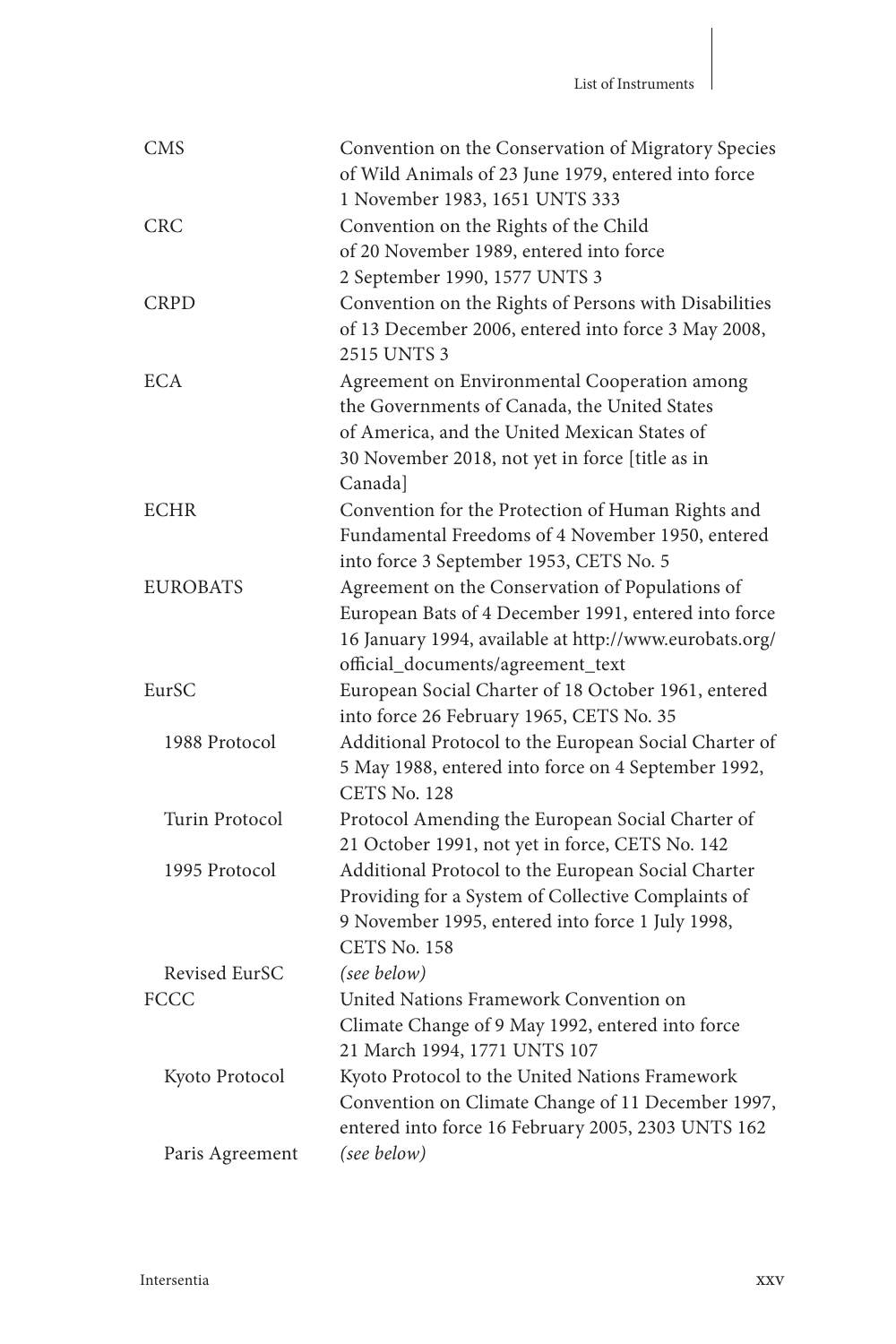| | |
|---|---|
| CMS | Convention on the Conservation of Migratory Species of Wild Animals of 23 June 1979, entered into force 1 November 1983, 1651 UNTS 333 |
| CRC | Convention on the Rights of the Child of 20 November 1989, entered into force 2 September 1990, 1577 UNTS 3 |
| CRPD | Convention on the Rights of Persons with Disabilities of 13 December 2006, entered into force 3 May 2008, 2515 UNTS 3 |
| ECA | Agreement on Environmental Cooperation among the Governments of Canada, the United States of America, and the United Mexican States of 30 November 2018, not yet in force [title as in Canada] |
| ECHR | Convention for the Protection of Human Rights and Fundamental Freedoms of 4 November 1950, entered into force 3 September 1953, CETS No. 5 |
| EUROBATS | Agreement on the Conservation of Populations of European Bats of 4 December 1991, entered into force 16 January 1994, available at http://www.eurobats.org/official_documents/agreement_text |
| EurSC | European Social Charter of 18 October 1961, entered into force 26 February 1965, CETS No. 35 |
| 1988 Protocol | Additional Protocol to the European Social Charter of 5 May 1988, entered into force on 4 September 1992, CETS No. 128 |
| Turin Protocol | Protocol Amending the European Social Charter of 21 October 1991, not yet in force, CETS No. 142 |
| 1995 Protocol | Additional Protocol to the European Social Charter Providing for a System of Collective Complaints of 9 November 1995, entered into force 1 July 1998, CETS No. 158 |
| Revised EurSC | *(see below)* |
| FCCC | United Nations Framework Convention on Climate Change of 9 May 1992, entered into force 21 March 1994, 1771 UNTS 107 |
| Kyoto Protocol | Kyoto Protocol to the United Nations Framework Convention on Climate Change of 11 December 1997, entered into force 16 February 2005, 2303 UNTS 162 |
| Paris Agreement | *(see below)* |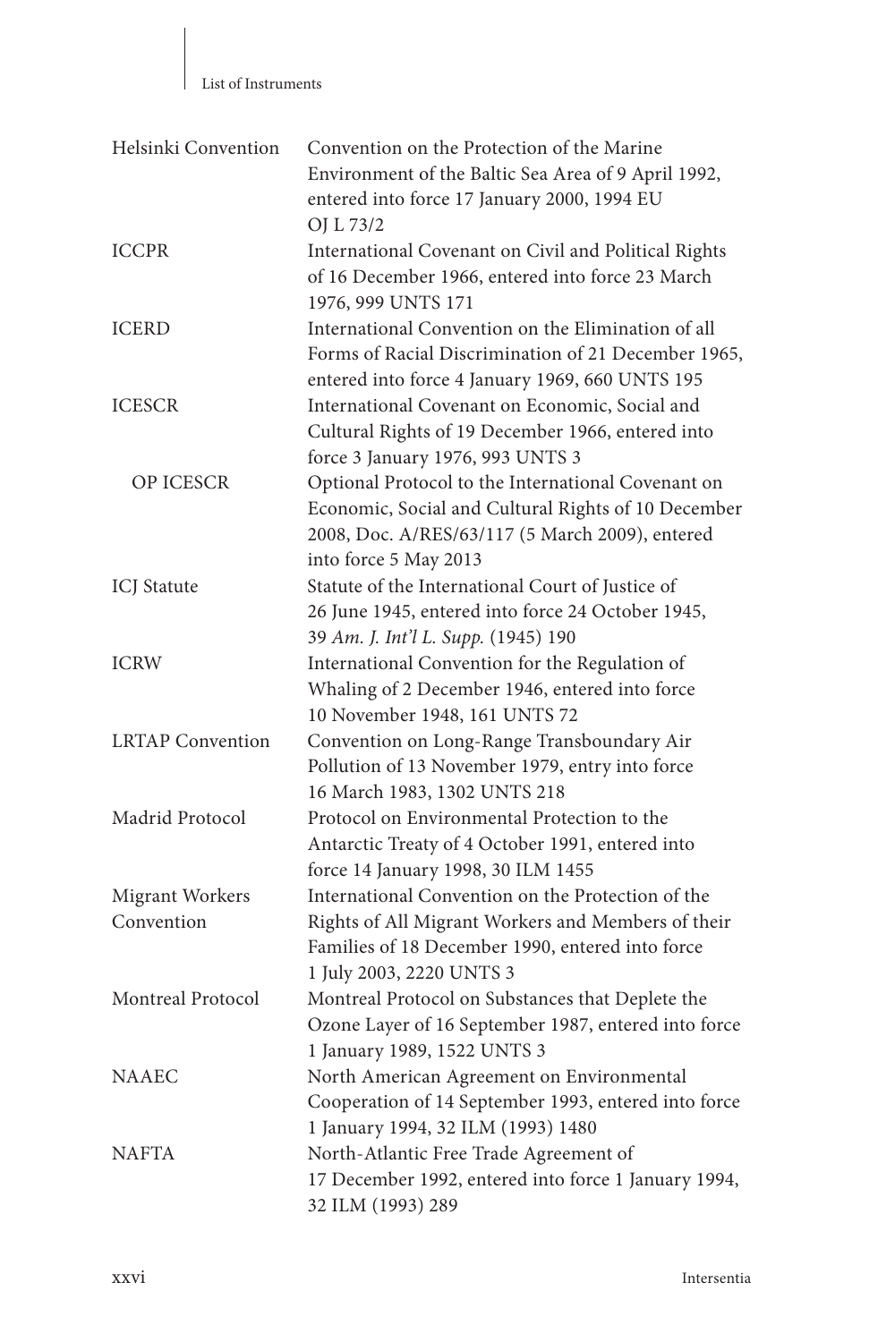| | |
|---|---|
| Helsinki Convention | Convention on the Protection of the Marine Environment of the Baltic Sea Area of 9 April 1992, entered into force 17 January 2000, 1994 EU OJ L 73/2 |
| ICCPR | International Covenant on Civil and Political Rights of 16 December 1966, entered into force 23 March 1976, 999 UNTS 171 |
| ICERD | International Convention on the Elimination of all Forms of Racial Discrimination of 21 December 1965, entered into force 4 January 1969, 660 UNTS 195 |
| ICESCR | International Covenant on Economic, Social and Cultural Rights of 19 December 1966, entered into force 3 January 1976, 993 UNTS 3 |
| OP ICESCR | Optional Protocol to the International Covenant on Economic, Social and Cultural Rights of 10 December 2008, Doc. A/RES/63/117 (5 March 2009), entered into force 5 May 2013 |
| ICJ Statute | Statute of the International Court of Justice of 26 June 1945, entered into force 24 October 1945, 39 *Am. J. Int'l L. Supp.* (1945) 190 |
| ICRW | International Convention for the Regulation of Whaling of 2 December 1946, entered into force 10 November 1948, 161 UNTS 72 |
| LRTAP Convention | Convention on Long-Range Transboundary Air Pollution of 13 November 1979, entry into force 16 March 1983, 1302 UNTS 218 |
| Madrid Protocol | Protocol on Environmental Protection to the Antarctic Treaty of 4 October 1991, entered into force 14 January 1998, 30 ILM 1455 |
| Migrant Workers Convention | International Convention on the Protection of the Rights of All Migrant Workers and Members of their Families of 18 December 1990, entered into force 1 July 2003, 2220 UNTS 3 |
| Montreal Protocol | Montreal Protocol on Substances that Deplete the Ozone Layer of 16 September 1987, entered into force 1 January 1989, 1522 UNTS 3 |
| NAAEC | North American Agreement on Environmental Cooperation of 14 September 1993, entered into force 1 January 1994, 32 ILM (1993) 1480 |
| NAFTA | North-Atlantic Free Trade Agreement of 17 December 1992, entered into force 1 January 1994, 32 ILM (1993) 289 |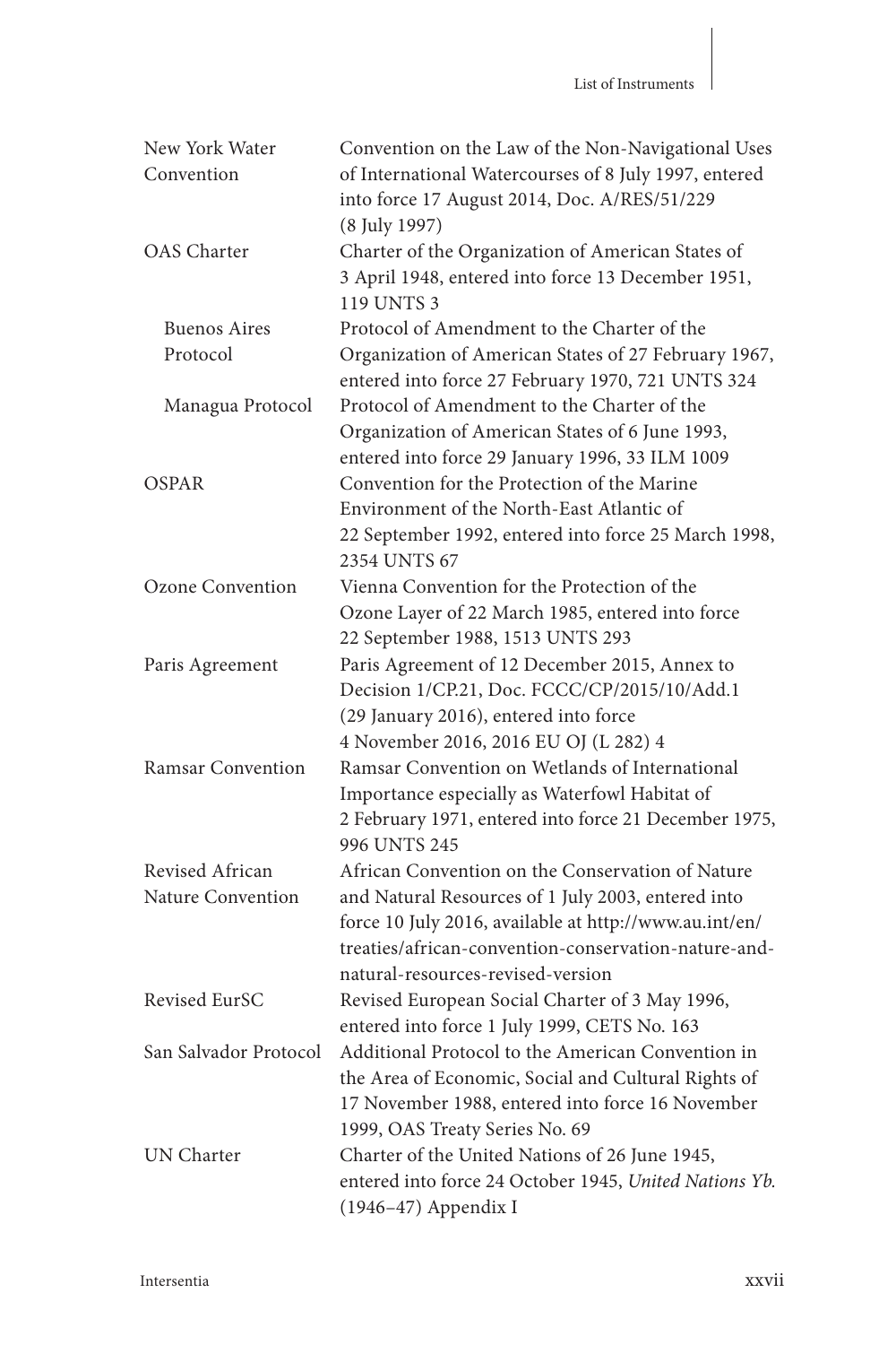| | |
|---|---|
| New York Water Convention | Convention on the Law of the Non-Navigational Uses of International Watercourses of 8 July 1997, entered into force 17 August 2014, Doc. A/RES/51/229 (8 July 1997) |
| OAS Charter | Charter of the Organization of American States of 3 April 1948, entered into force 13 December 1951, 119 UNTS 3 |
| Buenos Aires Protocol | Protocol of Amendment to the Charter of the Organization of American States of 27 February 1967, entered into force 27 February 1970, 721 UNTS 324 |
| Managua Protocol | Protocol of Amendment to the Charter of the Organization of American States of 6 June 1993, entered into force 29 January 1996, 33 ILM 1009 |
| OSPAR | Convention for the Protection of the Marine Environment of the North-East Atlantic of 22 September 1992, entered into force 25 March 1998, 2354 UNTS 67 |
| Ozone Convention | Vienna Convention for the Protection of the Ozone Layer of 22 March 1985, entered into force 22 September 1988, 1513 UNTS 293 |
| Paris Agreement | Paris Agreement of 12 December 2015, Annex to Decision 1/CP.21, Doc. FCCC/CP/2015/10/Add.1 (29 January 2016), entered into force 4 November 2016, 2016 EU OJ (L 282) 4 |
| Ramsar Convention | Ramsar Convention on Wetlands of International Importance especially as Waterfowl Habitat of 2 February 1971, entered into force 21 December 1975, 996 UNTS 245 |
| Revised African Nature Convention | African Convention on the Conservation of Nature and Natural Resources of 1 July 2003, entered into force 10 July 2016, available at http://www.au.int/en/treaties/african-convention-conservation-nature-and-natural-resources-revised-version |
| Revised EurSC | Revised European Social Charter of 3 May 1996, entered into force 1 July 1999, CETS No. 163 |
| San Salvador Protocol | Additional Protocol to the American Convention in the Area of Economic, Social and Cultural Rights of 17 November 1988, entered into force 16 November 1999, OAS Treaty Series No. 69 |
| UN Charter | Charter of the United Nations of 26 June 1945, entered into force 24 October 1945, *United Nations Yb.* (1946–47) Appendix I |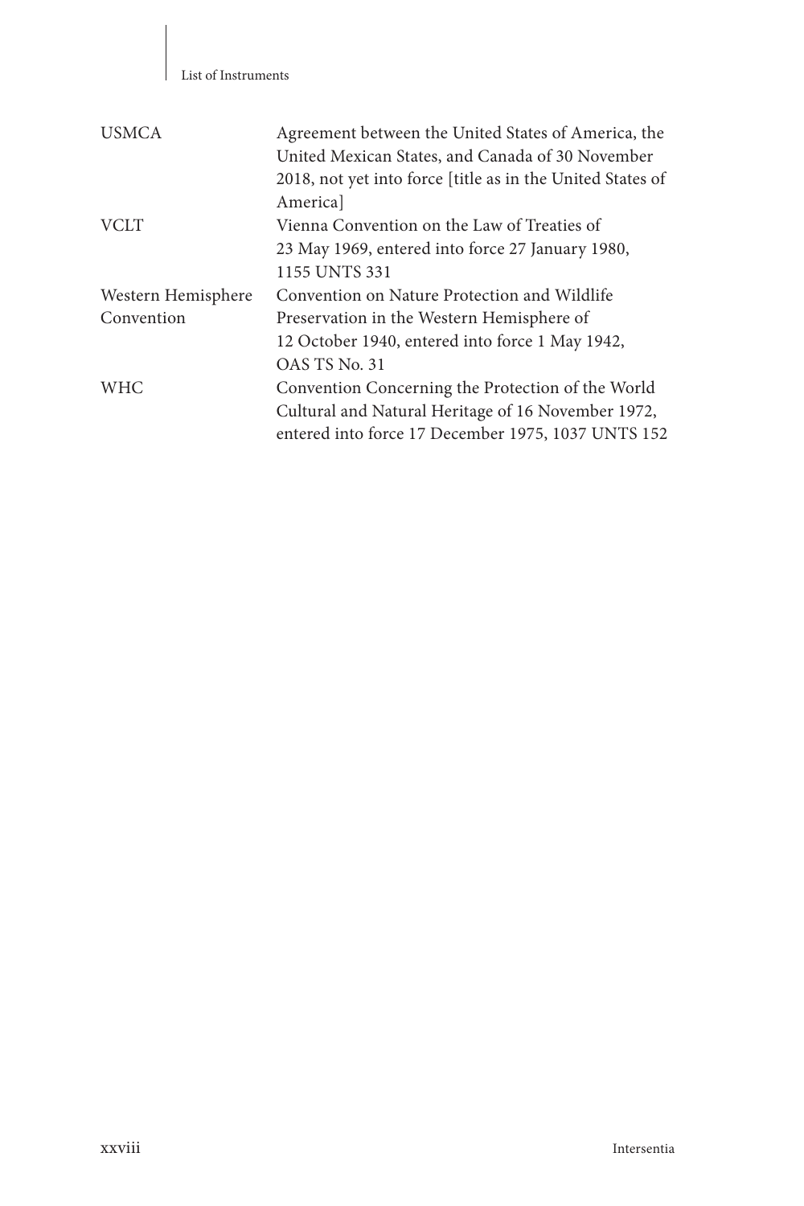| | |
|---|---|
| USMCA | Agreement between the United States of America, the United Mexican States, and Canada of 30 November 2018, not yet into force [title as in the United States of America] |
| VCLT | Vienna Convention on the Law of Treaties of 23 May 1969, entered into force 27 January 1980, 1155 UNTS 331 |
| Western Hemisphere Convention | Convention on Nature Protection and Wildlife Preservation in the Western Hemisphere of 12 October 1940, entered into force 1 May 1942, OAS TS No. 31 |
| WHC | Convention Concerning the Protection of the World Cultural and Natural Heritage of 16 November 1972, entered into force 17 December 1975, 1037 UNTS 152 |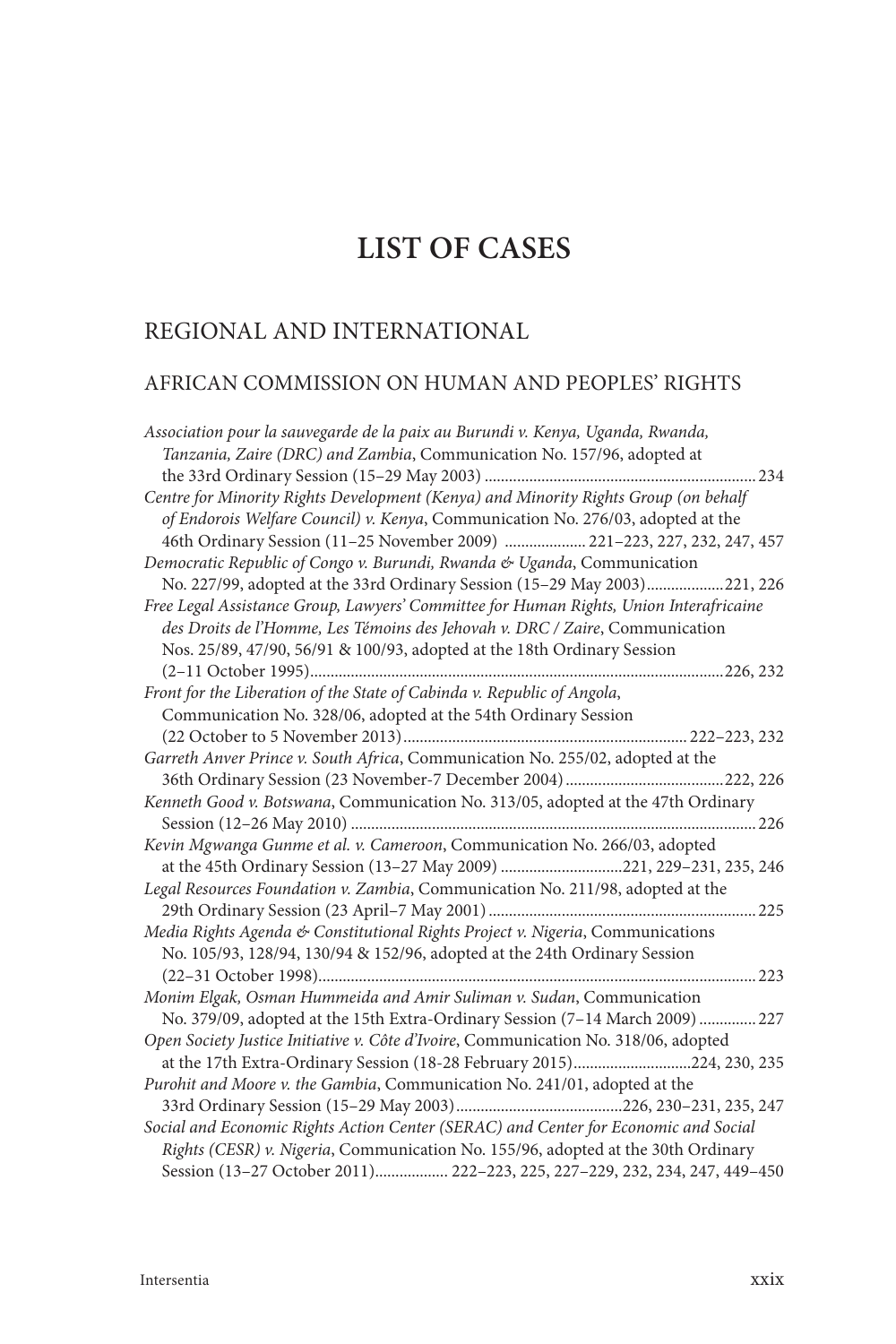# LIST OF CASES

## REGIONAL AND INTERNATIONAL

### AFRICAN COMMISSION ON HUMAN AND PEOPLES' RIGHTS

*Association pour la sauvegarde de la paix au Burundi v. Kenya, Uganda, Rwanda, Tanzania, Zaire (DRC) and Zambia*, Communication No. 157/96, adopted at the 33rd Ordinary Session (15–29 May 2003) .......... 234

*Centre for Minority Rights Development (Kenya) and Minority Rights Group (on behalf of Endorois Welfare Council) v. Kenya*, Communication No. 276/03, adopted at the 46th Ordinary Session (11–25 November 2009) .......... 221–223, 227, 232, 247, 457

*Democratic Republic of Congo v. Burundi, Rwanda & Uganda*, Communication No. 227/99, adopted at the 33rd Ordinary Session (15–29 May 2003) .......... 221, 226

*Free Legal Assistance Group, Lawyers' Committee for Human Rights, Union Interafricaine des Droits de l'Homme, Les Témoins des Jehovah v. DRC / Zaire*, Communication Nos. 25/89, 47/90, 56/91 & 100/93, adopted at the 18th Ordinary Session (2–11 October 1995) .......... 226, 232

*Front for the Liberation of the State of Cabinda v. Republic of Angola*, Communication No. 328/06, adopted at the 54th Ordinary Session (22 October to 5 November 2013) .......... 222–223, 232

*Garreth Anver Prince v. South Africa*, Communication No. 255/02, adopted at the 36th Ordinary Session (23 November-7 December 2004) .......... 222, 226

*Kenneth Good v. Botswana*, Communication No. 313/05, adopted at the 47th Ordinary Session (12–26 May 2010) .......... 226

*Kevin Mgwanga Gunme et al. v. Cameroon*, Communication No. 266/03, adopted at the 45th Ordinary Session (13–27 May 2009) .......... 221, 229–231, 235, 246

*Legal Resources Foundation v. Zambia*, Communication No. 211/98, adopted at the 29th Ordinary Session (23 April–7 May 2001) .......... 225

*Media Rights Agenda & Constitutional Rights Project v. Nigeria*, Communications No. 105/93, 128/94, 130/94 & 152/96, adopted at the 24th Ordinary Session (22–31 October 1998) .......... 223

*Monim Elgak, Osman Hummeida and Amir Suliman v. Sudan*, Communication No. 379/09, adopted at the 15th Extra-Ordinary Session (7–14 March 2009) .......... 227

*Open Society Justice Initiative v. Côte d'Ivoire*, Communication No. 318/06, adopted at the 17th Extra-Ordinary Session (18-28 February 2015) .......... 224, 230, 235

*Purohit and Moore v. the Gambia*, Communication No. 241/01, adopted at the 33rd Ordinary Session (15–29 May 2003) .......... 226, 230–231, 235, 247

*Social and Economic Rights Action Center (SERAC) and Center for Economic and Social Rights (CESR) v. Nigeria*, Communication No. 155/96, adopted at the 30th Ordinary Session (13–27 October 2011) .......... 222–223, 225, 227–229, 232, 234, 247, 449–450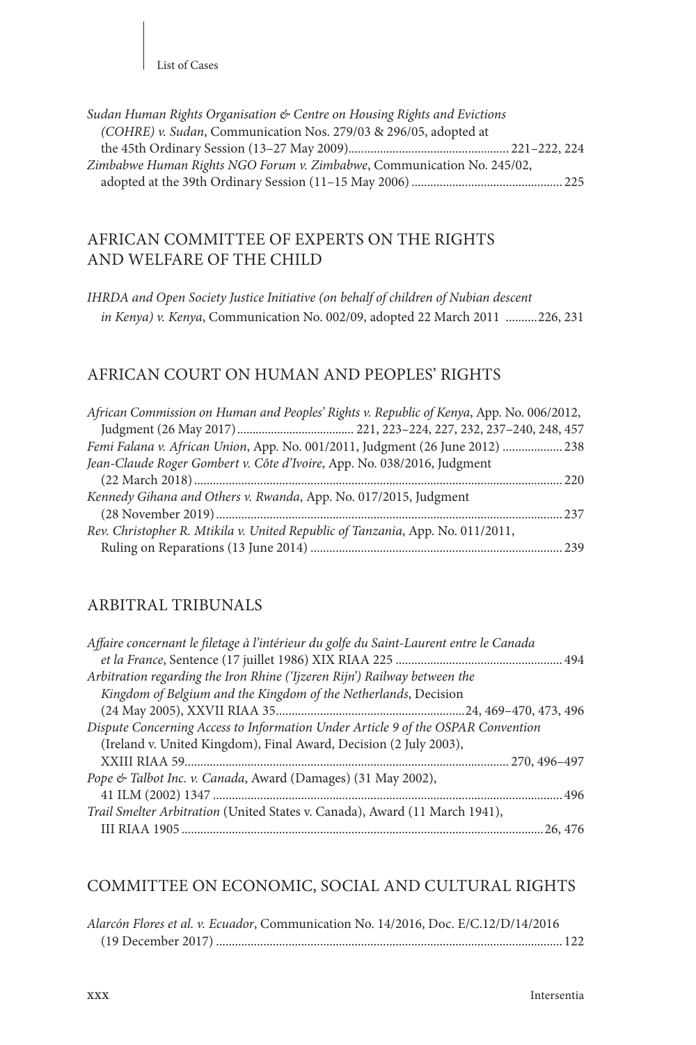*Sudan Human Rights Organisation & Centre on Housing Rights and Evictions (COHRE) v. Sudan*, Communication Nos. 279/03 & 296/05, adopted at the 45th Ordinary Session (13–27 May 2009) ... 221–222, 224

*Zimbabwe Human Rights NGO Forum v. Zimbabwe*, Communication No. 245/02, adopted at the 39th Ordinary Session (11–15 May 2006) ... 225

## AFRICAN COMMITTEE OF EXPERTS ON THE RIGHTS AND WELFARE OF THE CHILD

*IHRDA and Open Society Justice Initiative (on behalf of children of Nubian descent in Kenya) v. Kenya*, Communication No. 002/09, adopted 22 March 2011 ... 226, 231

## AFRICAN COURT ON HUMAN AND PEOPLES' RIGHTS

*African Commission on Human and Peoples' Rights v. Republic of Kenya*, App. No. 006/2012, Judgment (26 May 2017) ... 221, 223–224, 227, 232, 237–240, 248, 457

*Femi Falana v. African Union*, App. No. 001/2011, Judgment (26 June 2012) ... 238

*Jean-Claude Roger Gombert v. Côte d'Ivoire*, App. No. 038/2016, Judgment (22 March 2018) ... 220

*Kennedy Gihana and Others v. Rwanda*, App. No. 017/2015, Judgment (28 November 2019) ... 237

*Rev. Christopher R. Mtikila v. United Republic of Tanzania*, App. No. 011/2011, Ruling on Reparations (13 June 2014) ... 239

## ARBITRAL TRIBUNALS

*Affaire concernant le filetage à l'intérieur du golfe du Saint-Laurent entre le Canada et la France*, Sentence (17 juillet 1986) XIX RIAA 225 ... 494

*Arbitration regarding the Iron Rhine ('Ijzeren Rijn') Railway between the Kingdom of Belgium and the Kingdom of the Netherlands*, Decision (24 May 2005), XXVII RIAA 35 ... 24, 469–470, 473, 496

*Dispute Concerning Access to Information Under Article 9 of the OSPAR Convention* (Ireland v. United Kingdom), Final Award, Decision (2 July 2003), XXIII RIAA 59 ... 270, 496–497

*Pope & Talbot Inc. v. Canada*, Award (Damages) (31 May 2002), 41 ILM (2002) 1347 ... 496

*Trail Smelter Arbitration* (United States v. Canada), Award (11 March 1941), III RIAA 1905 ... 26, 476

## COMMITTEE ON ECONOMIC, SOCIAL AND CULTURAL RIGHTS

*Alarcón Flores et al. v. Ecuador*, Communication No. 14/2016, Doc. E/C.12/D/14/2016 (19 December 2017) ... 122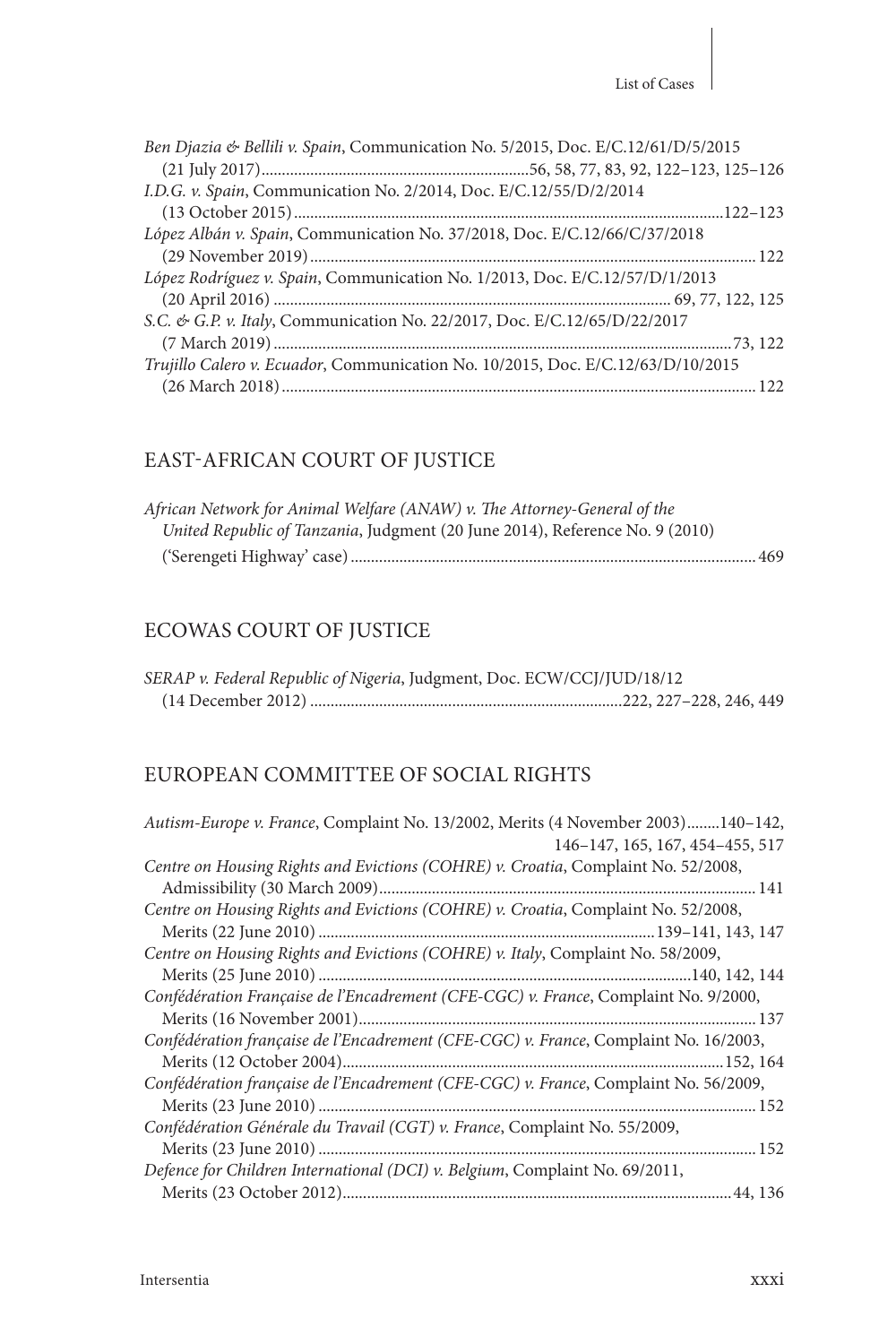*Ben Djazia & Bellili v. Spain*, Communication No. 5/2015, Doc. E/C.12/61/D/5/2015 (21 July 2017) ... 56, 58, 77, 83, 92, 122–123, 125–126

*I.D.G. v. Spain*, Communication No. 2/2014, Doc. E/C.12/55/D/2/2014 (13 October 2015) ... 122–123

*López Albán v. Spain*, Communication No. 37/2018, Doc. E/C.12/66/C/37/2018 (29 November 2019) ... 122

*López Rodríguez v. Spain*, Communication No. 1/2013, Doc. E/C.12/57/D/1/2013 (20 April 2016) ... 69, 77, 122, 125

*S.C. & G.P. v. Italy*, Communication No. 22/2017, Doc. E/C.12/65/D/22/2017 (7 March 2019) ... 73, 122

*Trujillo Calero v. Ecuador*, Communication No. 10/2015, Doc. E/C.12/63/D/10/2015 (26 March 2018) ... 122

## EAST-AFRICAN COURT OF JUSTICE

*African Network for Animal Welfare (ANAW) v. The Attorney-General of the United Republic of Tanzania*, Judgment (20 June 2014), Reference No. 9 (2010) ('Serengeti Highway' case) ... 469

## ECOWAS COURT OF JUSTICE

*SERAP v. Federal Republic of Nigeria*, Judgment, Doc. ECW/CCJ/JUD/18/12 (14 December 2012) ... 222, 227–228, 246, 449

## EUROPEAN COMMITTEE OF SOCIAL RIGHTS

*Autism-Europe v. France*, Complaint No. 13/2002, Merits (4 November 2003) ... 140–142, 146–147, 165, 167, 454–455, 517

*Centre on Housing Rights and Evictions (COHRE) v. Croatia*, Complaint No. 52/2008, Admissibility (30 March 2009) ... 141

*Centre on Housing Rights and Evictions (COHRE) v. Croatia*, Complaint No. 52/2008, Merits (22 June 2010) ... 139–141, 143, 147

*Centre on Housing Rights and Evictions (COHRE) v. Italy*, Complaint No. 58/2009, Merits (25 June 2010) ... 140, 142, 144

*Confédération Française de l'Encadrement (CFE-CGC) v. France*, Complaint No. 9/2000, Merits (16 November 2001) ... 137

*Confédération française de l'Encadrement (CFE-CGC) v. France*, Complaint No. 16/2003, Merits (12 October 2004) ... 152, 164

*Confédération française de l'Encadrement (CFE-CGC) v. France*, Complaint No. 56/2009, Merits (23 June 2010) ... 152

*Confédération Générale du Travail (CGT) v. France*, Complaint No. 55/2009, Merits (23 June 2010) ... 152

*Defence for Children International (DCI) v. Belgium*, Complaint No. 69/2011, Merits (23 October 2012) ... 44, 136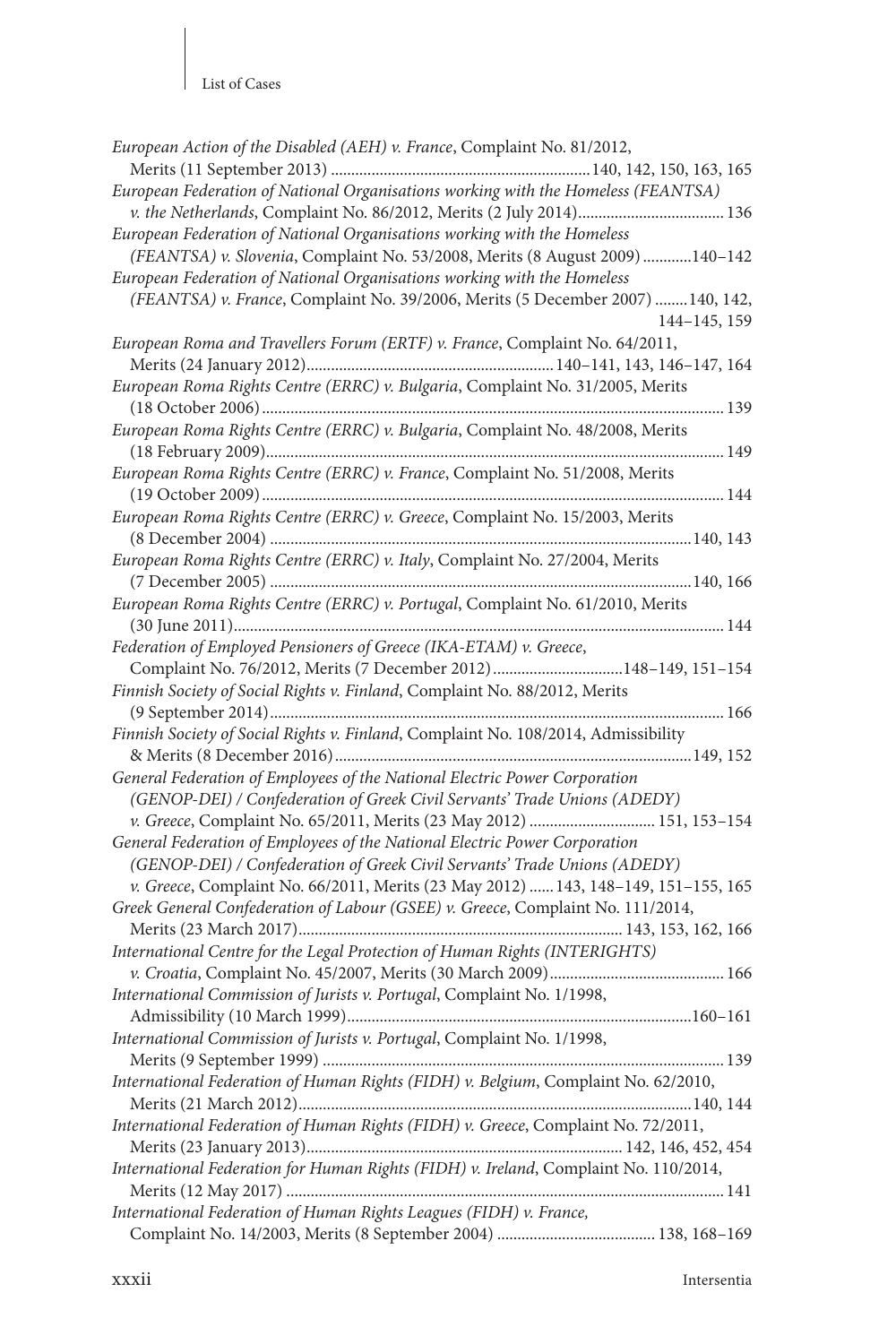*European Action of the Disabled (AEH) v. France*, Complaint No. 81/2012, Merits (11 September 2013) ....... 140, 142, 150, 163, 165

*European Federation of National Organisations working with the Homeless (FEANTSA) v. the Netherlands*, Complaint No. 86/2012, Merits (2 July 2014) ....... 136

*European Federation of National Organisations working with the Homeless (FEANTSA) v. Slovenia*, Complaint No. 53/2008, Merits (8 August 2009) ....... 140–142

*European Federation of National Organisations working with the Homeless (FEANTSA) v. France*, Complaint No. 39/2006, Merits (5 December 2007) ....... 140, 142, 144–145, 159

*European Roma and Travellers Forum (ERTF) v. France*, Complaint No. 64/2011, Merits (24 January 2012) ....... 140–141, 143, 146–147, 164

*European Roma Rights Centre (ERRC) v. Bulgaria*, Complaint No. 31/2005, Merits (18 October 2006) ....... 139

*European Roma Rights Centre (ERRC) v. Bulgaria*, Complaint No. 48/2008, Merits (18 February 2009) ....... 149

*European Roma Rights Centre (ERRC) v. France*, Complaint No. 51/2008, Merits (19 October 2009) ....... 144

*European Roma Rights Centre (ERRC) v. Greece*, Complaint No. 15/2003, Merits (8 December 2004) ....... 140, 143

*European Roma Rights Centre (ERRC) v. Italy*, Complaint No. 27/2004, Merits (7 December 2005) ....... 140, 166

*European Roma Rights Centre (ERRC) v. Portugal*, Complaint No. 61/2010, Merits (30 June 2011) ....... 144

*Federation of Employed Pensioners of Greece (IKA-ETAM) v. Greece*, Complaint No. 76/2012, Merits (7 December 2012) ....... 148–149, 151–154

*Finnish Society of Social Rights v. Finland*, Complaint No. 88/2012, Merits (9 September 2014) ....... 166

*Finnish Society of Social Rights v. Finland*, Complaint No. 108/2014, Admissibility & Merits (8 December 2016) ....... 149, 152

*General Federation of Employees of the National Electric Power Corporation (GENOP-DEI) / Confederation of Greek Civil Servants' Trade Unions (ADEDY) v. Greece*, Complaint No. 65/2011, Merits (23 May 2012) ....... 151, 153–154

*General Federation of Employees of the National Electric Power Corporation (GENOP-DEI) / Confederation of Greek Civil Servants' Trade Unions (ADEDY) v. Greece*, Complaint No. 66/2011, Merits (23 May 2012) ....... 143, 148–149, 151–155, 165

*Greek General Confederation of Labour (GSEE) v. Greece*, Complaint No. 111/2014, Merits (23 March 2017) ....... 143, 153, 162, 166

*International Centre for the Legal Protection of Human Rights (INTERIGHTS) v. Croatia*, Complaint No. 45/2007, Merits (30 March 2009) ....... 166

*International Commission of Jurists v. Portugal*, Complaint No. 1/1998, Admissibility (10 March 1999) ....... 160–161

*International Commission of Jurists v. Portugal*, Complaint No. 1/1998, Merits (9 September 1999) ....... 139

*International Federation of Human Rights (FIDH) v. Belgium*, Complaint No. 62/2010, Merits (21 March 2012) ....... 140, 144

*International Federation of Human Rights (FIDH) v. Greece*, Complaint No. 72/2011, Merits (23 January 2013) ....... 142, 146, 452, 454

*International Federation for Human Rights (FIDH) v. Ireland*, Complaint No. 110/2014, Merits (12 May 2017) ....... 141

*International Federation of Human Rights Leagues (FIDH) v. France*, Complaint No. 14/2003, Merits (8 September 2004) ....... 138, 168–169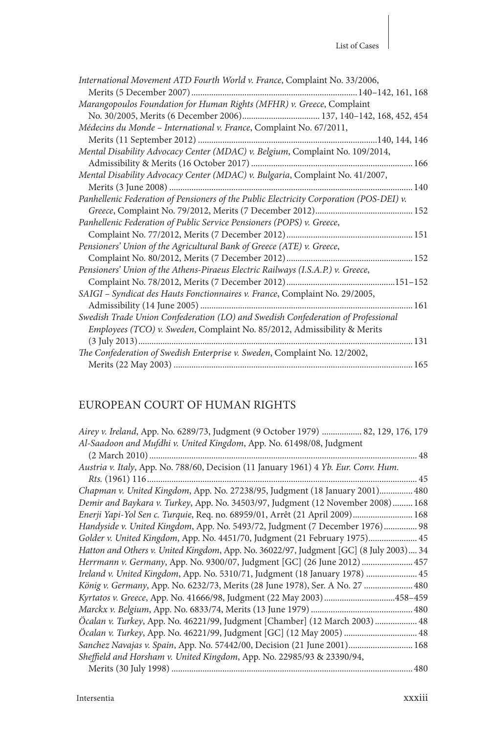*International Movement ATD Fourth World v. France*, Complaint No. 33/2006, Merits (5 December 2007) .......... 140–142, 161, 168

*Marangopoulos Foundation for Human Rights (MFHR) v. Greece*, Complaint No. 30/2005, Merits (6 December 2006) .......... 137, 140–142, 168, 452, 454

*Médecins du Monde – International v. France*, Complaint No. 67/2011, Merits (11 September 2012) .......... 140, 144, 146

*Mental Disability Advocacy Center (MDAC) v. Belgium*, Complaint No. 109/2014, Admissibility & Merits (16 October 2017) .......... 166

*Mental Disability Advocacy Center (MDAC) v. Bulgaria*, Complaint No. 41/2007, Merits (3 June 2008) .......... 140

*Panhellenic Federation of Pensioners of the Public Electricity Corporation (POS-DEI) v. Greece*, Complaint No. 79/2012, Merits (7 December 2012) .......... 152

*Panhellenic Federation of Public Service Pensioners (POPS) v. Greece*, Complaint No. 77/2012, Merits (7 December 2012) .......... 151

*Pensioners' Union of the Agricultural Bank of Greece (ATE) v. Greece*, Complaint No. 80/2012, Merits (7 December 2012) .......... 152

*Pensioners' Union of the Athens-Piraeus Electric Railways (I.S.A.P.) v. Greece*, Complaint No. 78/2012, Merits (7 December 2012) .......... 151–152

*SAIGI – Syndicat des Hauts Fonctionnaires v. France*, Complaint No. 29/2005, Admissibility (14 June 2005) .......... 161

*Swedish Trade Union Confederation (LO) and Swedish Confederation of Professional Employees (TCO) v. Sweden*, Complaint No. 85/2012, Admissibility & Merits (3 July 2013) .......... 131

*The Confederation of Swedish Enterprise v. Sweden*, Complaint No. 12/2002, Merits (22 May 2003) .......... 165

## EUROPEAN COURT OF HUMAN RIGHTS

*Airey v. Ireland*, App. No. 6289/73, Judgment (9 October 1979) .......... 82, 129, 176, 179

*Al-Saadoon and Mufdhi v. United Kingdom*, App. No. 61498/08, Judgment (2 March 2010) .......... 48

*Austria v. Italy*, App. No. 788/60, Decision (11 January 1961) 4 *Yb. Eur. Conv. Hum. Rts.* (1961) 116 .......... 45

*Chapman v. United Kingdom*, App. No. 27238/95, Judgment (18 January 2001) .......... 480

*Demir and Baykara v. Turkey*, App. No. 34503/97, Judgment (12 November 2008) .......... 168

*Enerji Yapi-Yol Sen c. Turquie*, Req. no. 68959/01, Arrêt (21 April 2009) .......... 168

*Handyside v. United Kingdom*, App. No. 5493/72, Judgment (7 December 1976) .......... 98

*Golder v. United Kingdom*, App. No. 4451/70, Judgment (21 February 1975) .......... 45

*Hatton and Others v. United Kingdom*, App. No. 36022/97, Judgment [GC] (8 July 2003) .... 34

*Herrmann v. Germany*, App. No. 9300/07, Judgment [GC] (26 June 2012) .......... 457

*Ireland v. United Kingdom*, App. No. 5310/71, Judgment (18 January 1978) .......... 45

*König v. Germany*, App. No. 6232/73, Merits (28 June 1978), Ser. A No. 27 .......... 480

*Kyrtatos v. Greece*, App. No. 41666/98, Judgment (22 May 2003) .......... 458–459

*Marckx v. Belgium*, App. No. 6833/74, Merits (13 June 1979) .......... 480

*Öcalan v. Turkey*, App. No. 46221/99, Judgment [Chamber] (12 March 2003) .......... 48

*Öcalan v. Turkey*, App. No. 46221/99, Judgment [GC] (12 May 2005) .......... 48

*Sanchez Navajas v. Spain*, App. No. 57442/00, Decision (21 June 2001) .......... 168

*Sheffield and Horsham v. United Kingdom*, App. No. 22985/93 & 23390/94, Merits (30 July 1998) .......... 480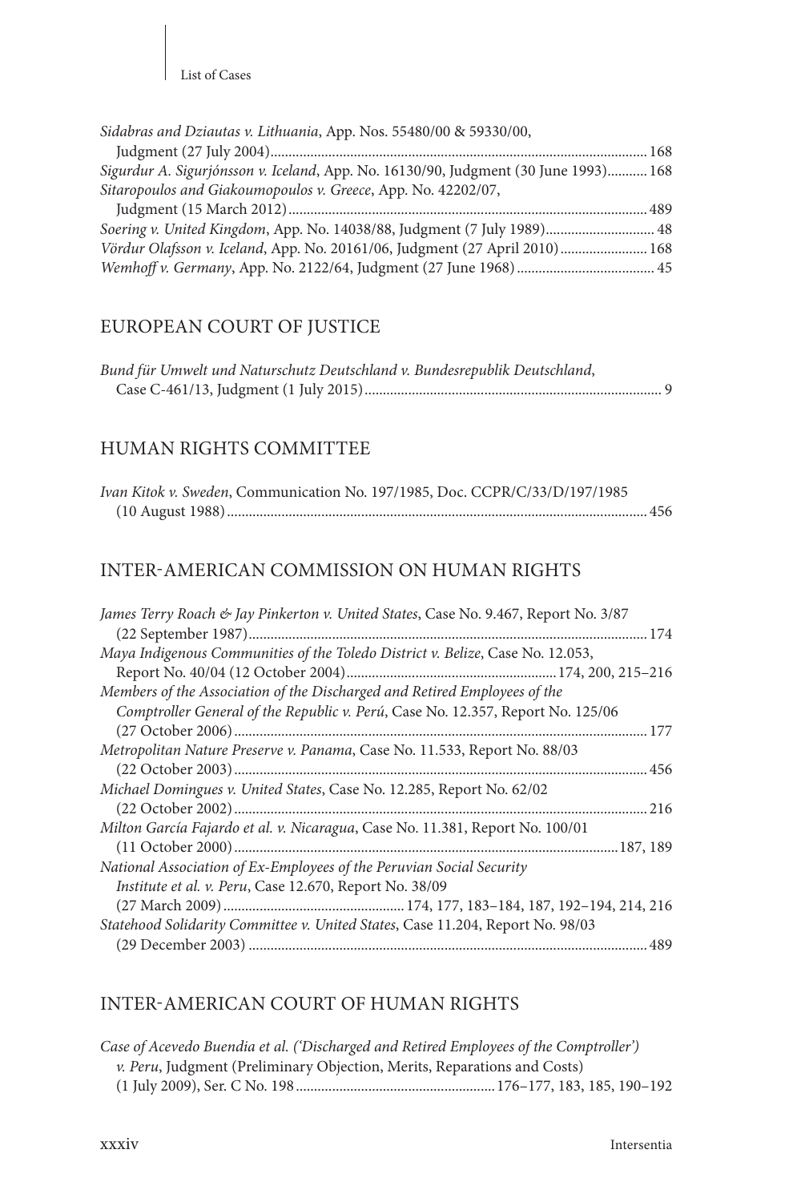*Sidabras and Dziautas v. Lithuania*, App. Nos. 55480/00 & 59330/00, Judgment (27 July 2004) .......... 168

*Sigurdur A. Sigurjónsson v. Iceland*, App. No. 16130/90, Judgment (30 June 1993) .......... 168

*Sitaropoulos and Giakoumopoulos v. Greece*, App. No. 42202/07, Judgment (15 March 2012) .......... 489

*Soering v. United Kingdom*, App. No. 14038/88, Judgment (7 July 1989) .......... 48

*Vördur Olafsson v. Iceland*, App. No. 20161/06, Judgment (27 April 2010) .......... 168

*Wemhoff v. Germany*, App. No. 2122/64, Judgment (27 June 1968) .......... 45

## EUROPEAN COURT OF JUSTICE

*Bund für Umwelt und Naturschutz Deutschland v. Bundesrepublik Deutschland*, Case C-461/13, Judgment (1 July 2015) .......... 9

## HUMAN RIGHTS COMMITTEE

*Ivan Kitok v. Sweden*, Communication No. 197/1985, Doc. CCPR/C/33/D/197/1985 (10 August 1988) .......... 456

## INTER-AMERICAN COMMISSION ON HUMAN RIGHTS

*James Terry Roach & Jay Pinkerton v. United States*, Case No. 9.467, Report No. 3/87 (22 September 1987) .......... 174

*Maya Indigenous Communities of the Toledo District v. Belize*, Case No. 12.053, Report No. 40/04 (12 October 2004) .......... 174, 200, 215–216

*Members of the Association of the Discharged and Retired Employees of the Comptroller General of the Republic v. Perú*, Case No. 12.357, Report No. 125/06 (27 October 2006) .......... 177

*Metropolitan Nature Preserve v. Panama*, Case No. 11.533, Report No. 88/03 (22 October 2003) .......... 456

*Michael Domingues v. United States*, Case No. 12.285, Report No. 62/02 (22 October 2002) .......... 216

*Milton García Fajardo et al. v. Nicaragua*, Case No. 11.381, Report No. 100/01 (11 October 2000) .......... 187, 189

*National Association of Ex-Employees of the Peruvian Social Security Institute et al. v. Peru*, Case 12.670, Report No. 38/09 (27 March 2009) .......... 174, 177, 183–184, 187, 192–194, 214, 216

*Statehood Solidarity Committee v. United States*, Case 11.204, Report No. 98/03 (29 December 2003) .......... 489

## INTER-AMERICAN COURT OF HUMAN RIGHTS

*Case of Acevedo Buendia et al. ('Discharged and Retired Employees of the Comptroller') v. Peru*, Judgment (Preliminary Objection, Merits, Reparations and Costs) (1 July 2009), Ser. C No. 198 .......... 176–177, 183, 185, 190–192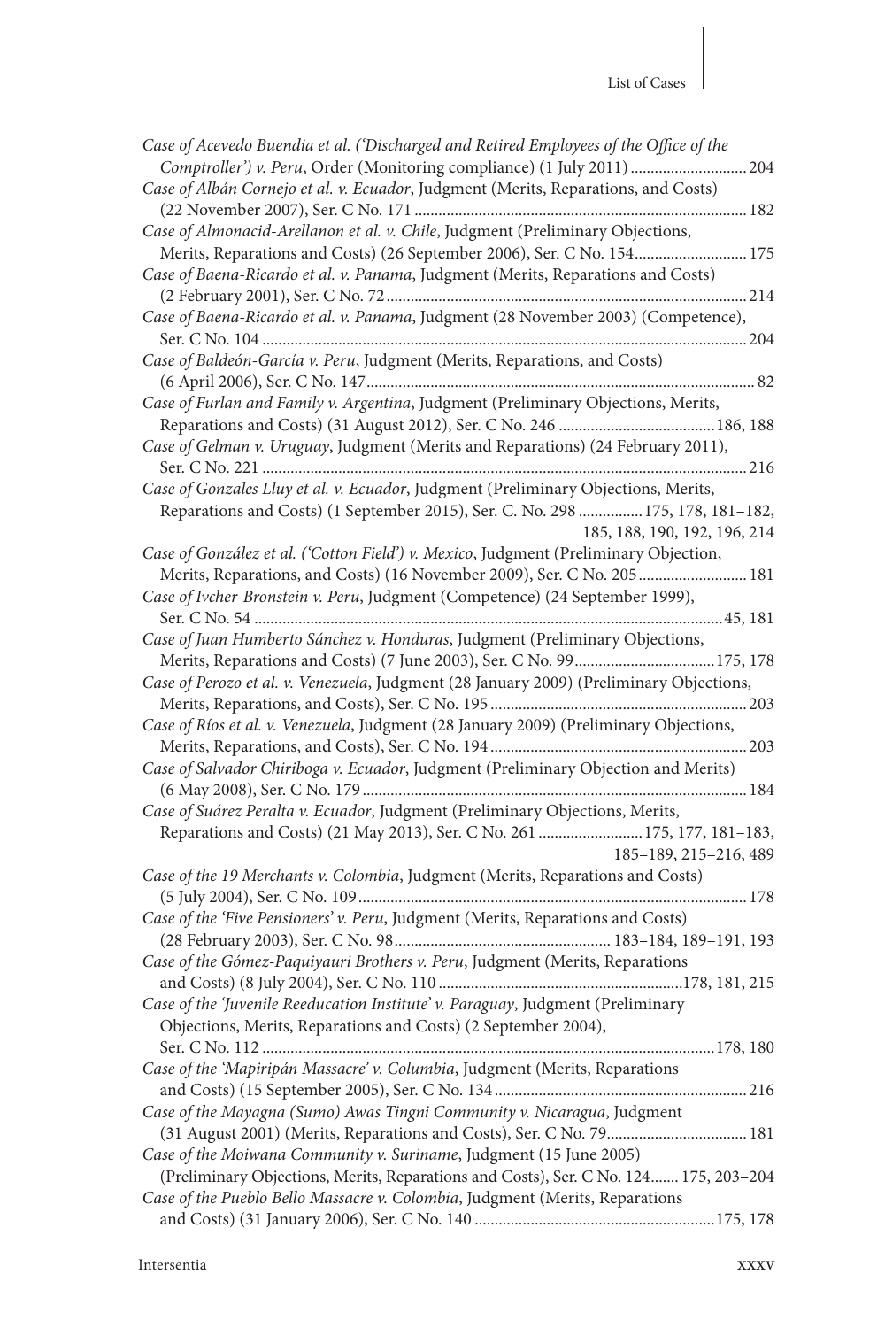*Case of Acevedo Buendia et al. ('Discharged and Retired Employees of the Office of the Comptroller') v. Peru*, Order (Monitoring compliance) (1 July 2011) ............................ 204

*Case of Albán Cornejo et al. v. Ecuador*, Judgment (Merits, Reparations, and Costs) (22 November 2007), Ser. C No. 171 ............................ 182

*Case of Almonacid-Arellanon et al. v. Chile*, Judgment (Preliminary Objections, Merits, Reparations and Costs) (26 September 2006), Ser. C No. 154 ............................ 175

*Case of Baena-Ricardo et al. v. Panama*, Judgment (Merits, Reparations and Costs) (2 February 2001), Ser. C No. 72 ............................ 214

*Case of Baena-Ricardo et al. v. Panama*, Judgment (28 November 2003) (Competence), Ser. C No. 104 ............................ 204

*Case of Baldeón-García v. Peru*, Judgment (Merits, Reparations, and Costs) (6 April 2006), Ser. C No. 147 ............................ 82

*Case of Furlan and Family v. Argentina*, Judgment (Preliminary Objections, Merits, Reparations and Costs) (31 August 2012), Ser. C No. 246 ............................ 186, 188

*Case of Gelman v. Uruguay*, Judgment (Merits and Reparations) (24 February 2011), Ser. C No. 221 ............................ 216

*Case of Gonzales Lluy et al. v. Ecuador*, Judgment (Preliminary Objections, Merits, Reparations and Costs) (1 September 2015), Ser. C. No. 298 ................ 175, 178, 181–182, 185, 188, 190, 192, 196, 214

*Case of González et al. ('Cotton Field') v. Mexico*, Judgment (Preliminary Objection, Merits, Reparations, and Costs) (16 November 2009), Ser. C No. 205 ............................ 181

*Case of Ivcher-Bronstein v. Peru*, Judgment (Competence) (24 September 1999), Ser. C No. 54 ............................ 45, 181

*Case of Juan Humberto Sánchez v. Honduras*, Judgment (Preliminary Objections, Merits, Reparations and Costs) (7 June 2003), Ser. C No. 99 ............................ 175, 178

*Case of Perozo et al. v. Venezuela*, Judgment (28 January 2009) (Preliminary Objections, Merits, Reparations, and Costs), Ser. C No. 195 ............................ 203

*Case of Ríos et al. v. Venezuela*, Judgment (28 January 2009) (Preliminary Objections, Merits, Reparations, and Costs), Ser. C No. 194 ............................ 203

*Case of Salvador Chiriboga v. Ecuador*, Judgment (Preliminary Objection and Merits) (6 May 2008), Ser. C No. 179 ............................ 184

*Case of Suárez Peralta v. Ecuador*, Judgment (Preliminary Objections, Merits, Reparations and Costs) (21 May 2013), Ser. C No. 261 ............................ 175, 177, 181–183, 185–189, 215–216, 489

*Case of the 19 Merchants v. Colombia*, Judgment (Merits, Reparations and Costs) (5 July 2004), Ser. C No. 109 ............................ 178

*Case of the 'Five Pensioners' v. Peru*, Judgment (Merits, Reparations and Costs) (28 February 2003), Ser. C No. 98 ............................ 183–184, 189–191, 193

*Case of the Gómez-Paquiyauri Brothers v. Peru*, Judgment (Merits, Reparations and Costs) (8 July 2004), Ser. C No. 110 ............................ 178, 181, 215

*Case of the 'Juvenile Reeducation Institute' v. Paraguay*, Judgment (Preliminary Objections, Merits, Reparations and Costs) (2 September 2004), Ser. C No. 112 ............................ 178, 180

*Case of the 'Mapiripán Massacre' v. Columbia*, Judgment (Merits, Reparations and Costs) (15 September 2005), Ser. C No. 134 ............................ 216

*Case of the Mayagna (Sumo) Awas Tingni Community v. Nicaragua*, Judgment (31 August 2001) (Merits, Reparations and Costs), Ser. C No. 79 ............................ 181

*Case of the Moiwana Community v. Suriname*, Judgment (15 June 2005) (Preliminary Objections, Merits, Reparations and Costs), Ser. C No. 124 ....... 175, 203–204

*Case of the Pueblo Bello Massacre v. Colombia*, Judgment (Merits, Reparations and Costs) (31 January 2006), Ser. C No. 140 ............................ 175, 178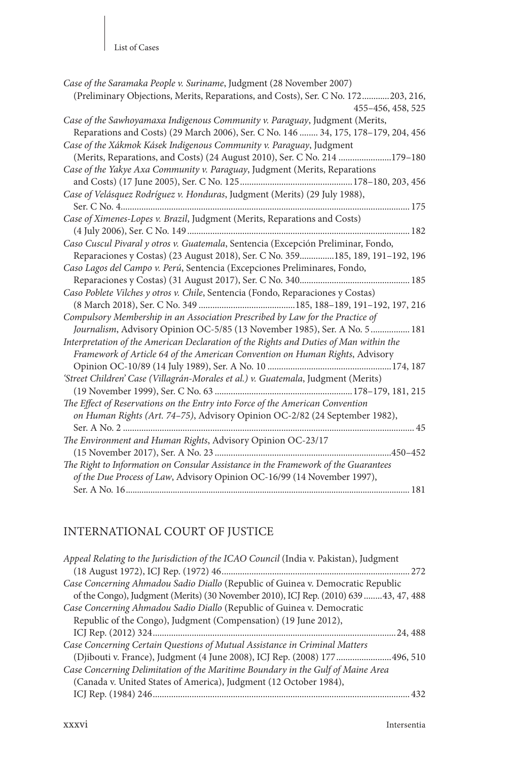*Case of the Saramaka People v. Suriname*, Judgment (28 November 2007) (Preliminary Objections, Merits, Reparations, and Costs), Ser. C No. 172............203, 216, 455–456, 458, 525

*Case of the Sawhoyamaxa Indigenous Community v. Paraguay*, Judgment (Merits, Reparations and Costs) (29 March 2006), Ser. C No. 146 ........ 34, 175, 178–179, 204, 456

*Case of the Xákmok Kásek Indigenous Community v. Paraguay*, Judgment (Merits, Reparations, and Costs) (24 August 2010), Ser. C No. 214 .......................179–180

*Case of the Yakye Axa Community v. Paraguay*, Judgment (Merits, Reparations and Costs) (17 June 2005), Ser. C No. 125.................................................178–180, 203, 456

*Case of Velásquez Rodríguez v. Honduras*, Judgment (Merits) (29 July 1988), Ser. C No. 4............................................................................................................. 175

*Case of Ximenes-Lopes v. Brazil*, Judgment (Merits, Reparations and Costs) (4 July 2006), Ser. C No. 149................................................................................. 182

*Caso Cuscul Pivaral y otros v. Guatemala*, Sentencia (Excepción Preliminar, Fondo, Reparaciones y Costas) (23 August 2018), Ser. C No. 359...............185, 189, 191–192, 196

*Caso Lagos del Campo v. Perú*, Sentencia (Excepciones Preliminares, Fondo, Reparaciones y Costas) (31 August 2017), Ser. C No. 340................................................ 185

*Caso Poblete Vilches y otros v. Chile*, Sentencia (Fondo, Reparaciones y Costas) (8 March 2018), Ser. C No. 349 ..........................................185, 188–189, 191–192, 197, 216

*Compulsory Membership in an Association Prescribed by Law for the Practice of Journalism*, Advisory Opinion OC-5/85 (13 November 1985), Ser. A No. 5................. 181

*Interpretation of the American Declaration of the Rights and Duties of Man within the Framework of Article 64 of the American Convention on Human Rights*, Advisory Opinion OC-10/89 (14 July 1989), Ser. A No. 10 .....................................................174, 187

*'Street Children' Case (Villagrán-Morales et al.) v. Guatemala*, Judgment (Merits) (19 November 1999), Ser. C No. 63 ...........................................................178–179, 181, 215

*The Effect of Reservations on the Entry into Force of the American Convention on Human Rights (Art. 74–75)*, Advisory Opinion OC-2/82 (24 September 1982), Ser. A No. 2 .............................................................................................................. 45

*The Environment and Human Rights*, Advisory Opinion OC-23/17 (15 November 2017), Ser. A No. 23 ............................................................................450–452

*The Right to Information on Consular Assistance in the Framework of the Guarantees of the Due Process of Law*, Advisory Opinion OC-16/99 (14 November 1997), Ser. A No. 16........................................................................................................... 181

## INTERNATIONAL COURT OF JUSTICE

*Appeal Relating to the Jurisdiction of the ICAO Council* (India v. Pakistan), Judgment (18 August 1972), ICJ Rep. (1972) 46................................................................... 272

*Case Concerning Ahmadou Sadio Diallo* (Republic of Guinea v. Democratic Republic of the Congo), Judgment (Merits) (30 November 2010), ICJ Rep. (2010) 639........43, 47, 488

*Case Concerning Ahmadou Sadio Diallo* (Republic of Guinea v. Democratic Republic of the Congo), Judgment (Compensation) (19 June 2012), ICJ Rep. (2012) 324.........................................................................................................24, 488

*Case Concerning Certain Questions of Mutual Assistance in Criminal Matters* (Djibouti v. France), Judgment (4 June 2008), ICJ Rep. (2008) 177........................496, 510

*Case Concerning Delimitation of the Maritime Boundary in the Gulf of Maine Area* (Canada v. United States of America), Judgment (12 October 1984), ICJ Rep. (1984) 246............................................................................................................... 432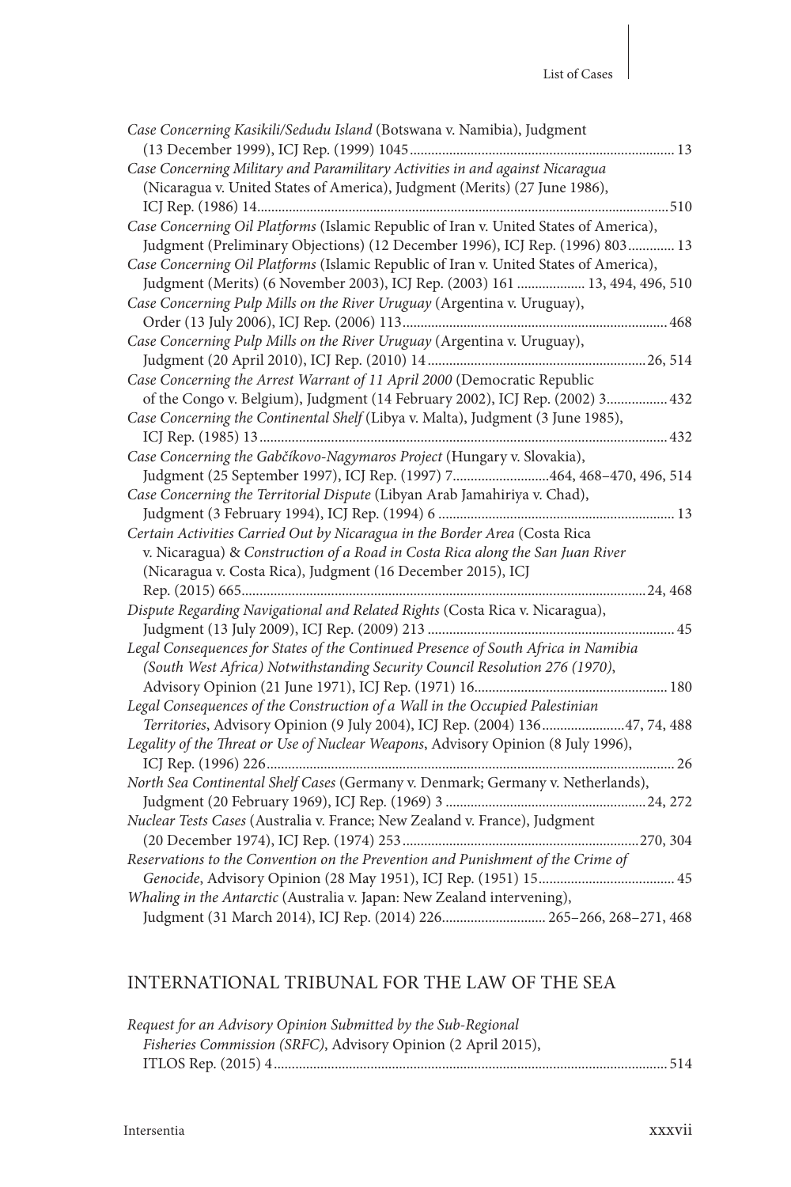*Case Concerning Kasikili/Sedudu Island* (Botswana v. Namibia), Judgment (13 December 1999), ICJ Rep. (1999) 1045 ........................................................................... 13

*Case Concerning Military and Paramilitary Activities in and against Nicaragua* (Nicaragua v. United States of America), Judgment (Merits) (27 June 1986), ICJ Rep. (1986) 14 ........................................................................................................ 510

*Case Concerning Oil Platforms* (Islamic Republic of Iran v. United States of America), Judgment (Preliminary Objections) (12 December 1996), ICJ Rep. (1996) 803 ............. 13

*Case Concerning Oil Platforms* (Islamic Republic of Iran v. United States of America), Judgment (Merits) (6 November 2003), ICJ Rep. (2003) 161 ................... 13, 494, 496, 510

*Case Concerning Pulp Mills on the River Uruguay* (Argentina v. Uruguay), Order (13 July 2006), ICJ Rep. (2006) 113 ......................................................................... 468

*Case Concerning Pulp Mills on the River Uruguay* (Argentina v. Uruguay), Judgment (20 April 2010), ICJ Rep. (2010) 14 ............................................................. 26, 514

*Case Concerning the Arrest Warrant of 11 April 2000* (Democratic Republic of the Congo v. Belgium), Judgment (14 February 2002), ICJ Rep. (2002) 3 ................. 432

*Case Concerning the Continental Shelf* (Libya v. Malta), Judgment (3 June 1985), ICJ Rep. (1985) 13 ........................................................................................................ 432

*Case Concerning the Gabčíkovo-Nagymaros Project* (Hungary v. Slovakia), Judgment (25 September 1997), ICJ Rep. (1997) 7 ........................... 464, 468–470, 496, 514

*Case Concerning the Territorial Dispute* (Libyan Arab Jamahiriya v. Chad), Judgment (3 February 1994), ICJ Rep. (1994) 6 ................................................................. 13

*Certain Activities Carried Out by Nicaragua in the Border Area* (Costa Rica v. Nicaragua) & *Construction of a Road in Costa Rica along the San Juan River* (Nicaragua v. Costa Rica), Judgment (16 December 2015), ICJ Rep. (2015) 665 ................................................................................................ 24, 468

*Dispute Regarding Navigational and Related Rights* (Costa Rica v. Nicaragua), Judgment (13 July 2009), ICJ Rep. (2009) 213 .................................................................... 45

*Legal Consequences for States of the Continued Presence of South Africa in Namibia (South West Africa) Notwithstanding Security Council Resolution 276 (1970)*, Advisory Opinion (21 June 1971), ICJ Rep. (1971) 16 ...................................................... 180

*Legal Consequences of the Construction of a Wall in the Occupied Palestinian Territories*, Advisory Opinion (9 July 2004), ICJ Rep. (2004) 136 ....................... 47, 74, 488

*Legality of the Threat or Use of Nuclear Weapons*, Advisory Opinion (8 July 1996), ICJ Rep. (1996) 226 ........................................................................................................ 26

*North Sea Continental Shelf Cases* (Germany v. Denmark; Germany v. Netherlands), Judgment (20 February 1969), ICJ Rep. (1969) 3 ....................................................... 24, 272

*Nuclear Tests Cases* (Australia v. France; New Zealand v. France), Judgment (20 December 1974), ICJ Rep. (1974) 253 ................................................................. 270, 304

*Reservations to the Convention on the Prevention and Punishment of the Crime of Genocide*, Advisory Opinion (28 May 1951), ICJ Rep. (1951) 15 ...................................... 45

*Whaling in the Antarctic* (Australia v. Japan: New Zealand intervening), Judgment (31 March 2014), ICJ Rep. (2014) 226 ............................. 265–266, 268–271, 468

## INTERNATIONAL TRIBUNAL FOR THE LAW OF THE SEA

*Request for an Advisory Opinion Submitted by the Sub-Regional Fisheries Commission (SRFC)*, Advisory Opinion (2 April 2015), ITLOS Rep. (2015) 4 ........................................................................................................ 514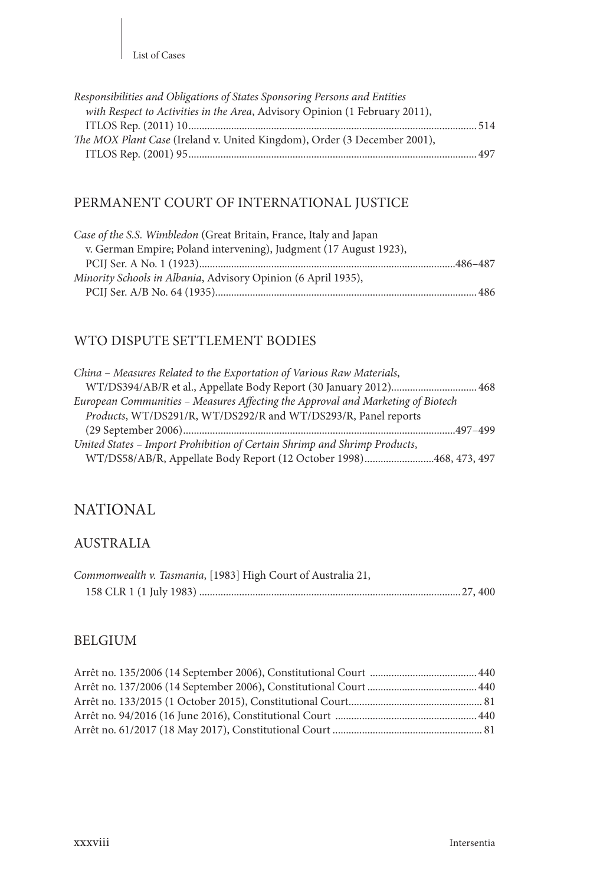*Responsibilities and Obligations of States Sponsoring Persons and Entities with Respect to Activities in the Area*, Advisory Opinion (1 February 2011), ITLOS Rep. (2011) 10 ... 514

*The MOX Plant Case* (Ireland v. United Kingdom), Order (3 December 2001), ITLOS Rep. (2001) 95 ... 497

## PERMANENT COURT OF INTERNATIONAL JUSTICE

*Case of the S.S. Wimbledon* (Great Britain, France, Italy and Japan v. German Empire; Poland intervening), Judgment (17 August 1923), PCIJ Ser. A No. 1 (1923) ... 486–487

*Minority Schools in Albania*, Advisory Opinion (6 April 1935), PCIJ Ser. A/B No. 64 (1935) ... 486

## WTO DISPUTE SETTLEMENT BODIES

*China – Measures Related to the Exportation of Various Raw Materials*, WT/DS394/AB/R et al., Appellate Body Report (30 January 2012) ... 468

*European Communities – Measures Affecting the Approval and Marketing of Biotech Products*, WT/DS291/R, WT/DS292/R and WT/DS293/R, Panel reports (29 September 2006) ... 497–499

*United States – Import Prohibition of Certain Shrimp and Shrimp Products*, WT/DS58/AB/R, Appellate Body Report (12 October 1998) ... 468, 473, 497

# NATIONAL

## AUSTRALIA

*Commonwealth v. Tasmania*, [1983] High Court of Australia 21, 158 CLR 1 (1 July 1983) ... 27, 400

## BELGIUM

Arrêt no. 135/2006 (14 September 2006), Constitutional Court ... 440

Arrêt no. 137/2006 (14 September 2006), Constitutional Court ... 440

Arrêt no. 133/2015 (1 October 2015), Constitutional Court ... 81

Arrêt no. 94/2016 (16 June 2016), Constitutional Court ... 440

Arrêt no. 61/2017 (18 May 2017), Constitutional Court ... 81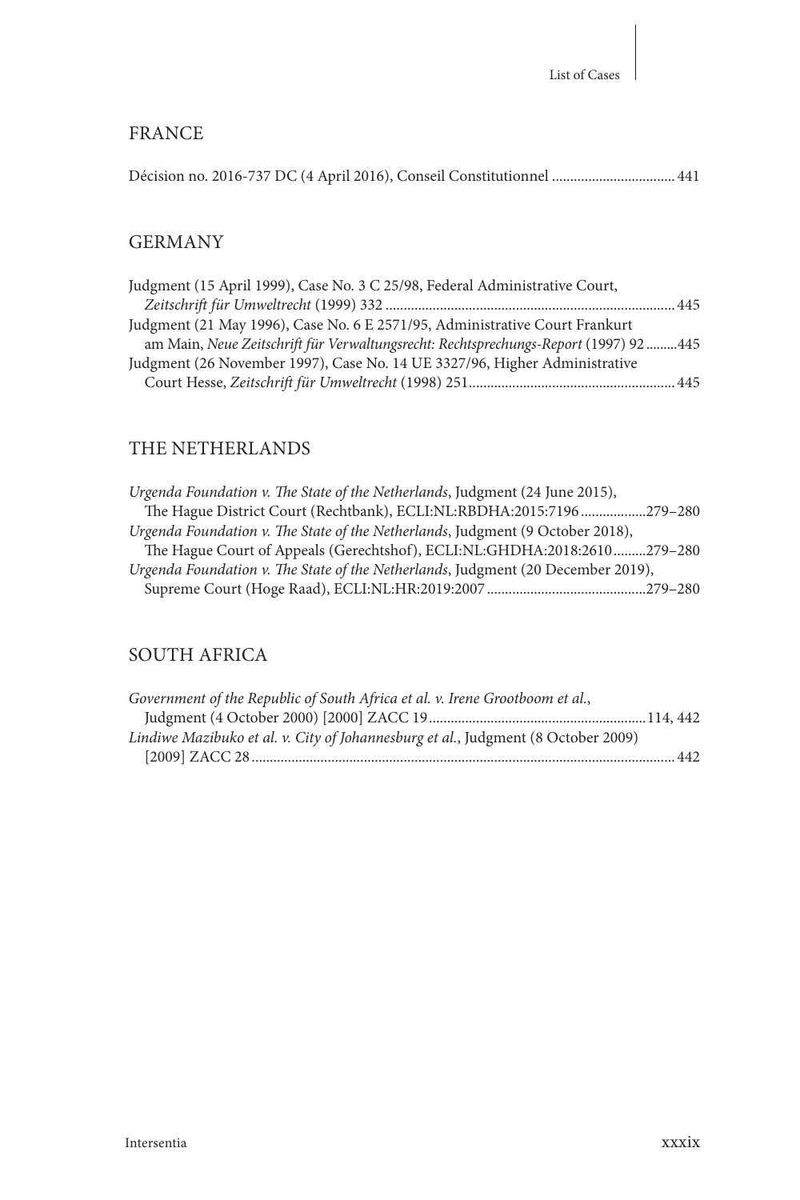## FRANCE

Décision no. 2016-737 DC (4 April 2016), Conseil Constitutionnel .................................. 441

## GERMANY

Judgment (15 April 1999), Case No. 3 C 25/98, Federal Administrative Court, *Zeitschrift für Umweltrecht* (1999) 332 ................................................................................ 445

Judgment (21 May 1996), Case No. 6 E 2571/95, Administrative Court Frankurt am Main, *Neue Zeitschrift für Verwaltungsrecht: Rechtsprechungs-Report* (1997) 92 .........445

Judgment (26 November 1997), Case No. 14 UE 3327/96, Higher Administrative Court Hesse, *Zeitschrift für Umweltrecht* (1998) 251......................................................... 445

## THE NETHERLANDS

*Urgenda Foundation v. The State of the Netherlands*, Judgment (24 June 2015), The Hague District Court (Rechtbank), ECLI:NL:RBDHA:2015:7196..................279–280

*Urgenda Foundation v. The State of the Netherlands*, Judgment (9 October 2018), The Hague Court of Appeals (Gerechtshof), ECLI:NL:GHDHA:2018:2610.........279–280

*Urgenda Foundation v. The State of the Netherlands*, Judgment (20 December 2019), Supreme Court (Hoge Raad), ECLI:NL:HR:2019:2007............................................279–280

## SOUTH AFRICA

*Government of the Republic of South Africa et al. v. Irene Grootboom et al.*, Judgment (4 October 2000) [2000] ZACC 19............................................................114, 442

*Lindiwe Mazibuko et al. v. City of Johannesburg et al.*, Judgment (8 October 2009) [2009] ZACC 28..................................................................................................................... 442